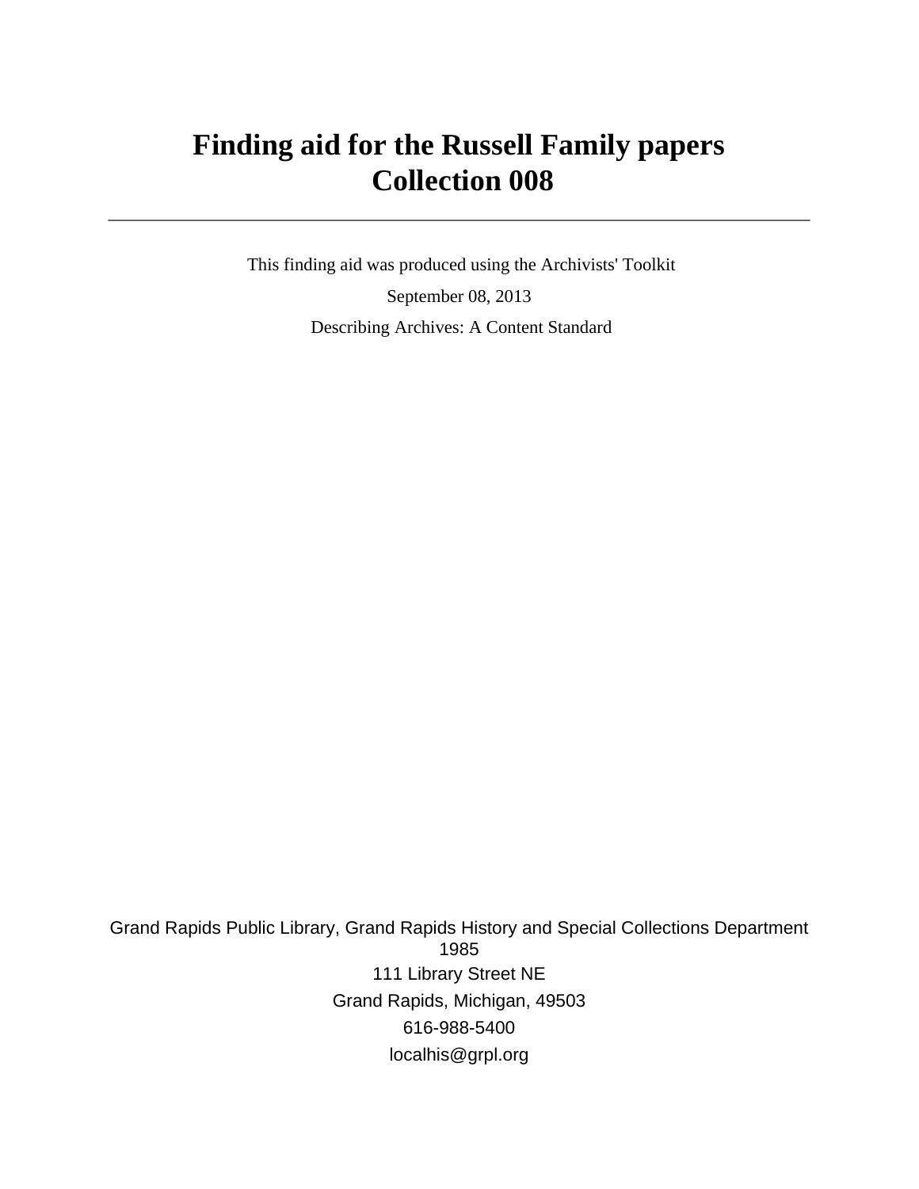# Finding aid for the Russell Family papers Collection 008

---

This finding aid was produced using the Archivists' Toolkit

September 08, 2013

Describing Archives: A Content Standard

Grand Rapids Public Library, Grand Rapids History and Special Collections Department
1985
111 Library Street NE
Grand Rapids, Michigan, 49503
616-988-5400
localhis@grpl.org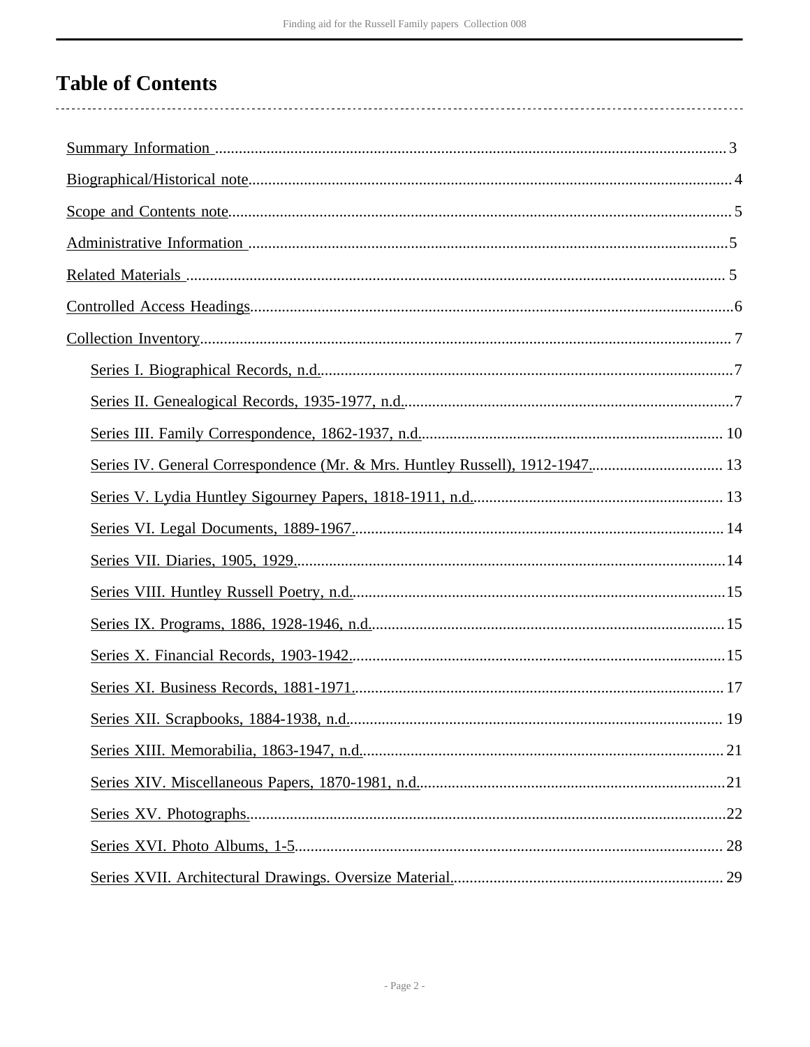# Table of Contents

- Summary Information ..... 3
- Biographical/Historical note ..... 4
- Scope and Contents note ..... 5
- Administrative Information ..... 5
- Related Materials ..... 5
- Controlled Access Headings ..... 6
- Collection Inventory ..... 7
    - Series I. Biographical Records, n.d. ..... 7
    - Series II. Genealogical Records, 1935-1977, n.d. ..... 7
    - Series III. Family Correspondence, 1862-1937, n.d. ..... 10
    - Series IV. General Correspondence (Mr. & Mrs. Huntley Russell), 1912-1947. ..... 13
    - Series V. Lydia Huntley Sigourney Papers, 1818-1911, n.d. ..... 13
    - Series VI. Legal Documents, 1889-1967. ..... 14
    - Series VII. Diaries, 1905, 1929. ..... 14
    - Series VIII. Huntley Russell Poetry, n.d. ..... 15
    - Series IX. Programs, 1886, 1928-1946, n.d. ..... 15
    - Series X. Financial Records, 1903-1942. ..... 15
    - Series XI. Business Records, 1881-1971. ..... 17
    - Series XII. Scrapbooks, 1884-1938, n.d. ..... 19
    - Series XIII. Memorabilia, 1863-1947, n.d. ..... 21
    - Series XIV. Miscellaneous Papers, 1870-1981, n.d. ..... 21
    - Series XV. Photographs. ..... 22
    - Series XVI. Photo Albums, 1-5 ..... 28
    - Series XVII. Architectural Drawings. Oversize Material. ..... 29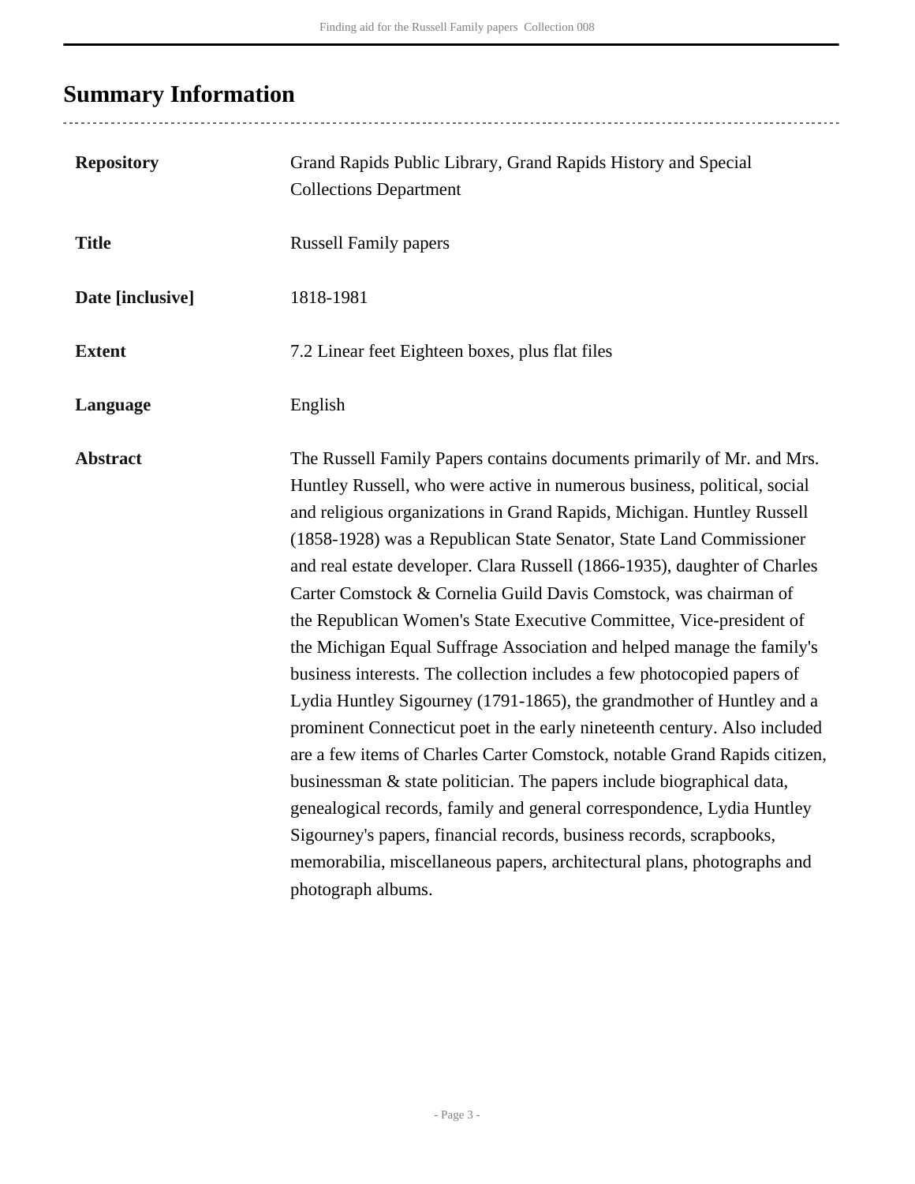## Summary Information

| | |
|---|---|
| **Repository** | Grand Rapids Public Library, Grand Rapids History and Special Collections Department |
| **Title** | Russell Family papers |
| **Date [inclusive]** | 1818-1981 |
| **Extent** | 7.2 Linear feet Eighteen boxes, plus flat files |
| **Language** | English |
| **Abstract** | The Russell Family Papers contains documents primarily of Mr. and Mrs. Huntley Russell, who were active in numerous business, political, social and religious organizations in Grand Rapids, Michigan. Huntley Russell (1858-1928) was a Republican State Senator, State Land Commissioner and real estate developer. Clara Russell (1866-1935), daughter of Charles Carter Comstock & Cornelia Guild Davis Comstock, was chairman of the Republican Women's State Executive Committee, Vice-president of the Michigan Equal Suffrage Association and helped manage the family's business interests. The collection includes a few photocopied papers of Lydia Huntley Sigourney (1791-1865), the grandmother of Huntley and a prominent Connecticut poet in the early nineteenth century. Also included are a few items of Charles Carter Comstock, notable Grand Rapids citizen, businessman & state politician. The papers include biographical data, genealogical records, family and general correspondence, Lydia Huntley Sigourney's papers, financial records, business records, scrapbooks, memorabilia, miscellaneous papers, architectural plans, photographs and photograph albums. |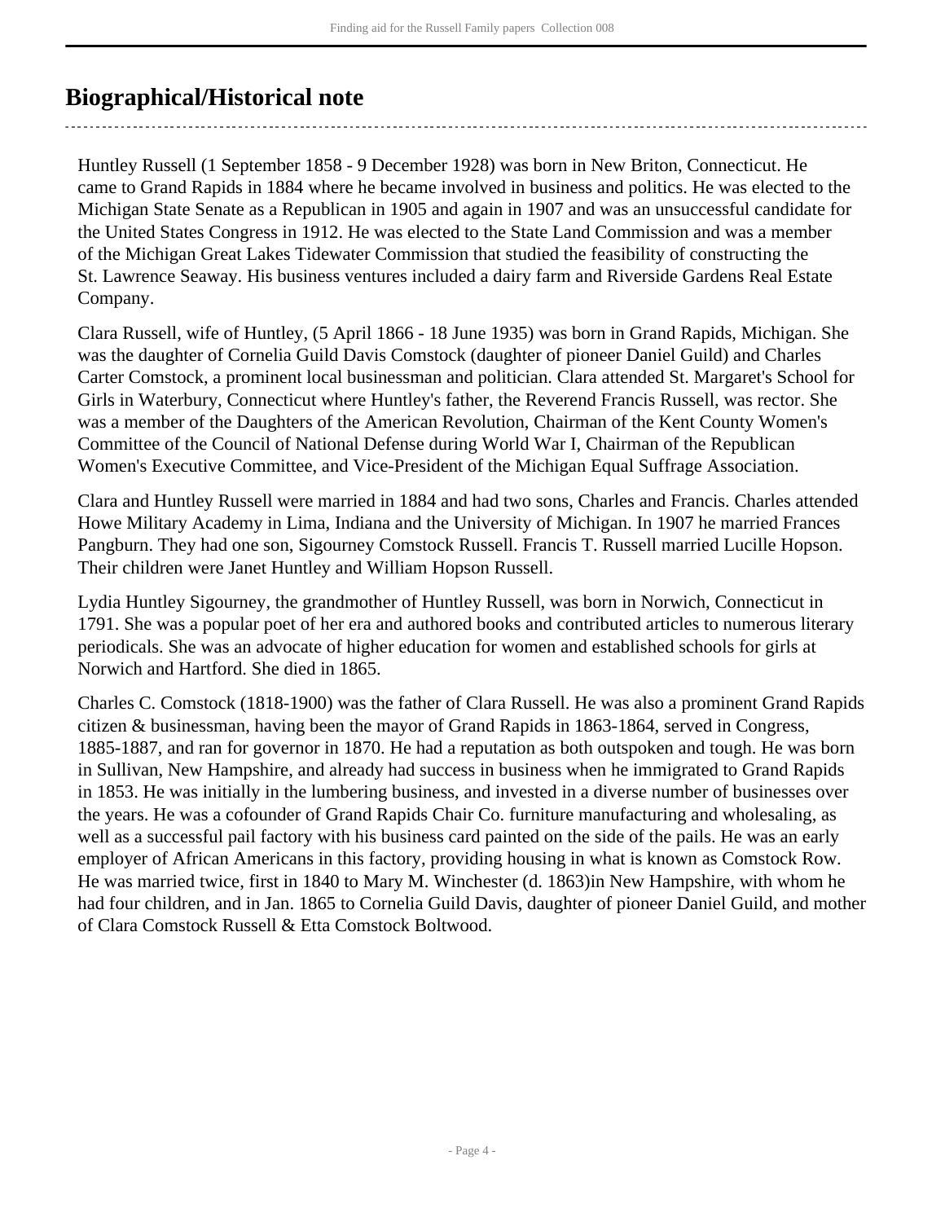## Biographical/Historical note

Huntley Russell (1 September 1858 - 9 December 1928) was born in New Briton, Connecticut. He came to Grand Rapids in 1884 where he became involved in business and politics. He was elected to the Michigan State Senate as a Republican in 1905 and again in 1907 and was an unsuccessful candidate for the United States Congress in 1912. He was elected to the State Land Commission and was a member of the Michigan Great Lakes Tidewater Commission that studied the feasibility of constructing the St. Lawrence Seaway. His business ventures included a dairy farm and Riverside Gardens Real Estate Company.

Clara Russell, wife of Huntley, (5 April 1866 - 18 June 1935) was born in Grand Rapids, Michigan. She was the daughter of Cornelia Guild Davis Comstock (daughter of pioneer Daniel Guild) and Charles Carter Comstock, a prominent local businessman and politician. Clara attended St. Margaret's School for Girls in Waterbury, Connecticut where Huntley's father, the Reverend Francis Russell, was rector. She was a member of the Daughters of the American Revolution, Chairman of the Kent County Women's Committee of the Council of National Defense during World War I, Chairman of the Republican Women's Executive Committee, and Vice-President of the Michigan Equal Suffrage Association.

Clara and Huntley Russell were married in 1884 and had two sons, Charles and Francis. Charles attended Howe Military Academy in Lima, Indiana and the University of Michigan. In 1907 he married Frances Pangburn. They had one son, Sigourney Comstock Russell. Francis T. Russell married Lucille Hopson. Their children were Janet Huntley and William Hopson Russell.

Lydia Huntley Sigourney, the grandmother of Huntley Russell, was born in Norwich, Connecticut in 1791. She was a popular poet of her era and authored books and contributed articles to numerous literary periodicals. She was an advocate of higher education for women and established schools for girls at Norwich and Hartford. She died in 1865.

Charles C. Comstock (1818-1900) was the father of Clara Russell. He was also a prominent Grand Rapids citizen & businessman, having been the mayor of Grand Rapids in 1863-1864, served in Congress, 1885-1887, and ran for governor in 1870. He had a reputation as both outspoken and tough. He was born in Sullivan, New Hampshire, and already had success in business when he immigrated to Grand Rapids in 1853. He was initially in the lumbering business, and invested in a diverse number of businesses over the years. He was a cofounder of Grand Rapids Chair Co. furniture manufacturing and wholesaling, as well as a successful pail factory with his business card painted on the side of the pails. He was an early employer of African Americans in this factory, providing housing in what is known as Comstock Row. He was married twice, first in 1840 to Mary M. Winchester (d. 1863)in New Hampshire, with whom he had four children, and in Jan. 1865 to Cornelia Guild Davis, daughter of pioneer Daniel Guild, and mother of Clara Comstock Russell & Etta Comstock Boltwood.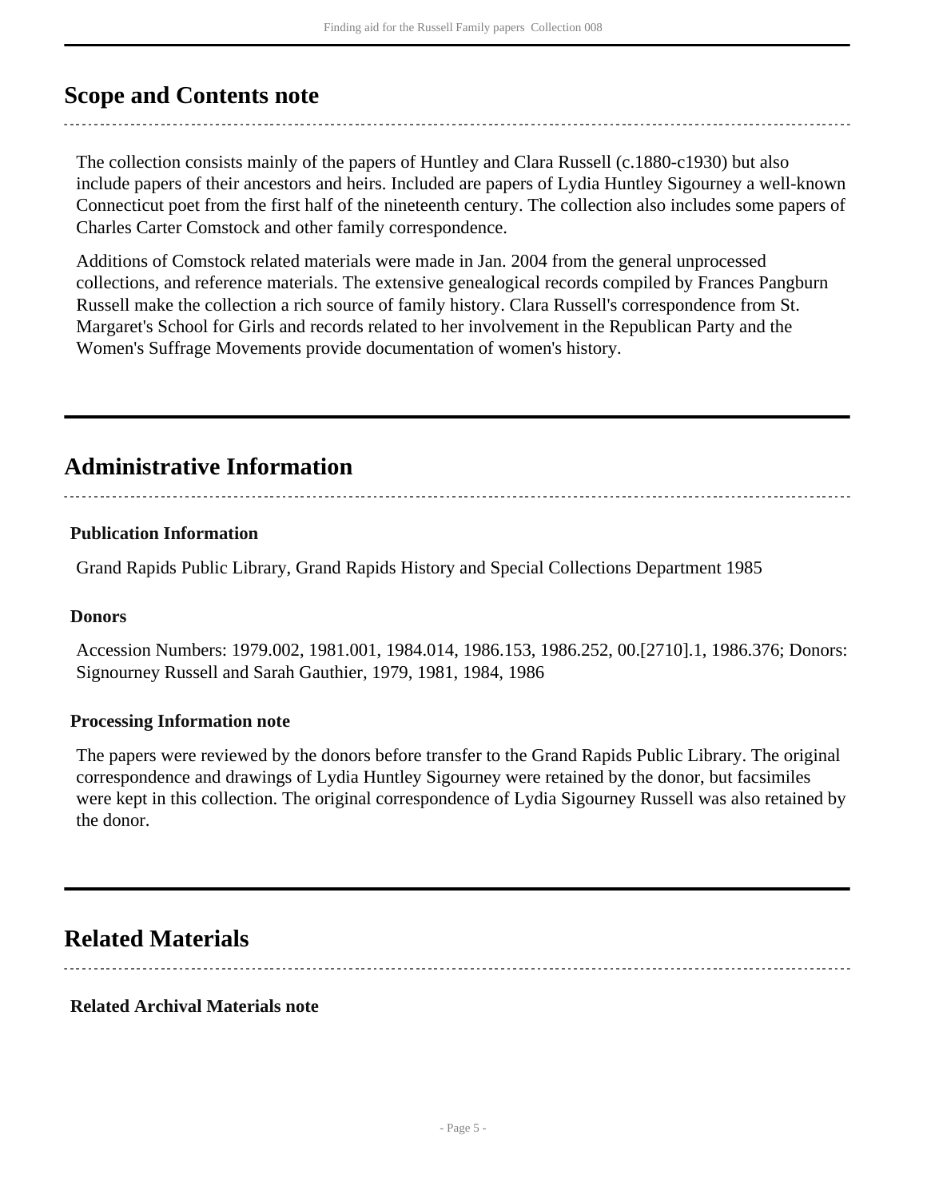## Scope and Contents note

The collection consists mainly of the papers of Huntley and Clara Russell (c.1880-c1930) but also include papers of their ancestors and heirs. Included are papers of Lydia Huntley Sigourney a well-known Connecticut poet from the first half of the nineteenth century. The collection also includes some papers of Charles Carter Comstock and other family correspondence.

Additions of Comstock related materials were made in Jan. 2004 from the general unprocessed collections, and reference materials. The extensive genealogical records compiled by Frances Pangburn Russell make the collection a rich source of family history. Clara Russell's correspondence from St. Margaret's School for Girls and records related to her involvement in the Republican Party and the Women's Suffrage Movements provide documentation of women's history.

## Administrative Information

### Publication Information

Grand Rapids Public Library, Grand Rapids History and Special Collections Department 1985

### Donors

Accession Numbers: 1979.002, 1981.001, 1984.014, 1986.153, 1986.252, 00.[2710].1, 1986.376; Donors: Signourney Russell and Sarah Gauthier, 1979, 1981, 1984, 1986

### Processing Information note

The papers were reviewed by the donors before transfer to the Grand Rapids Public Library. The original correspondence and drawings of Lydia Huntley Sigourney were retained by the donor, but facsimiles were kept in this collection. The original correspondence of Lydia Sigourney Russell was also retained by the donor.

## Related Materials

### Related Archival Materials note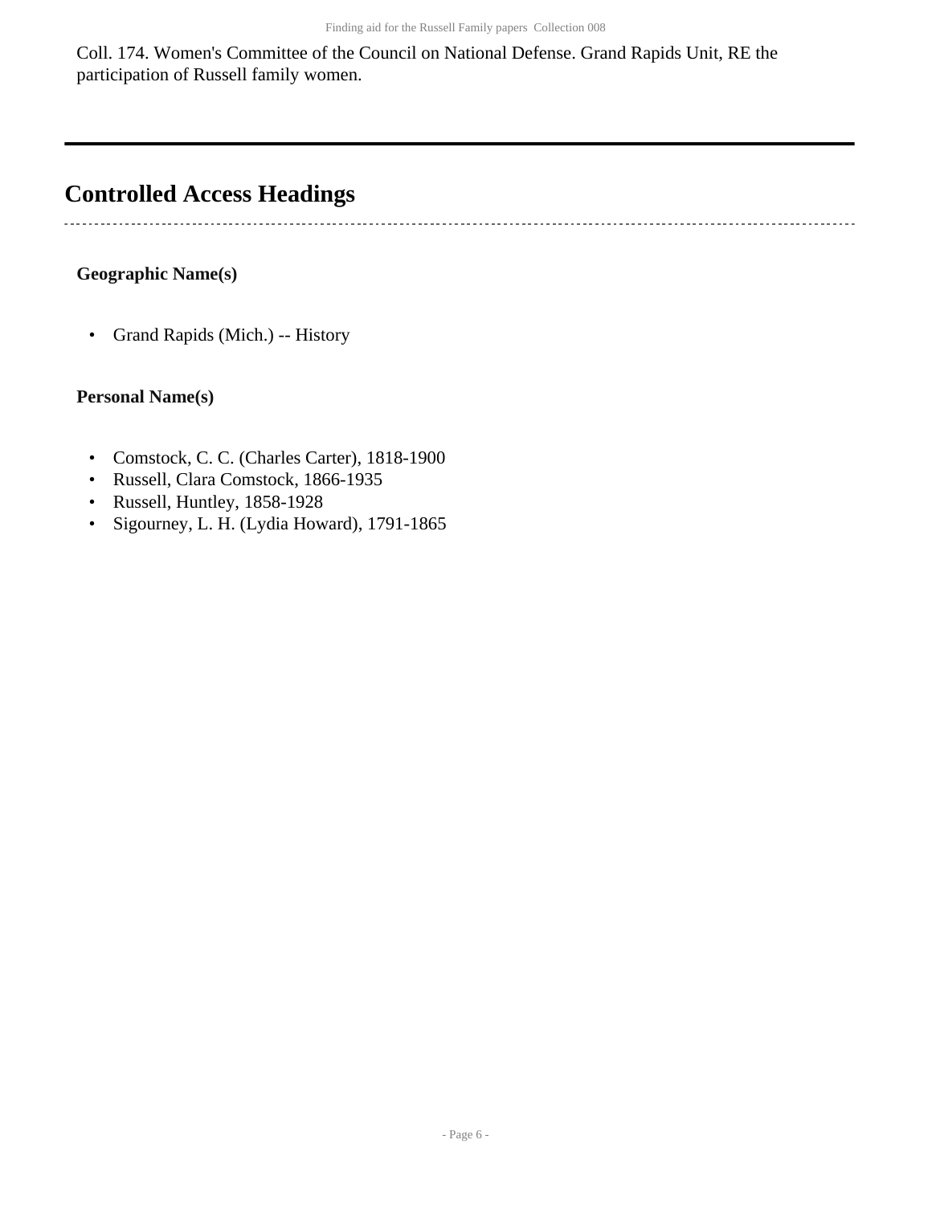Coll. 174. Women's Committee of the Council on National Defense. Grand Rapids Unit, RE the participation of Russell family women.

## Controlled Access Headings

**Geographic Name(s)**

- Grand Rapids (Mich.) -- History

**Personal Name(s)**

- Comstock, C. C. (Charles Carter), 1818-1900
- Russell, Clara Comstock, 1866-1935
- Russell, Huntley, 1858-1928
- Sigourney, L. H. (Lydia Howard), 1791-1865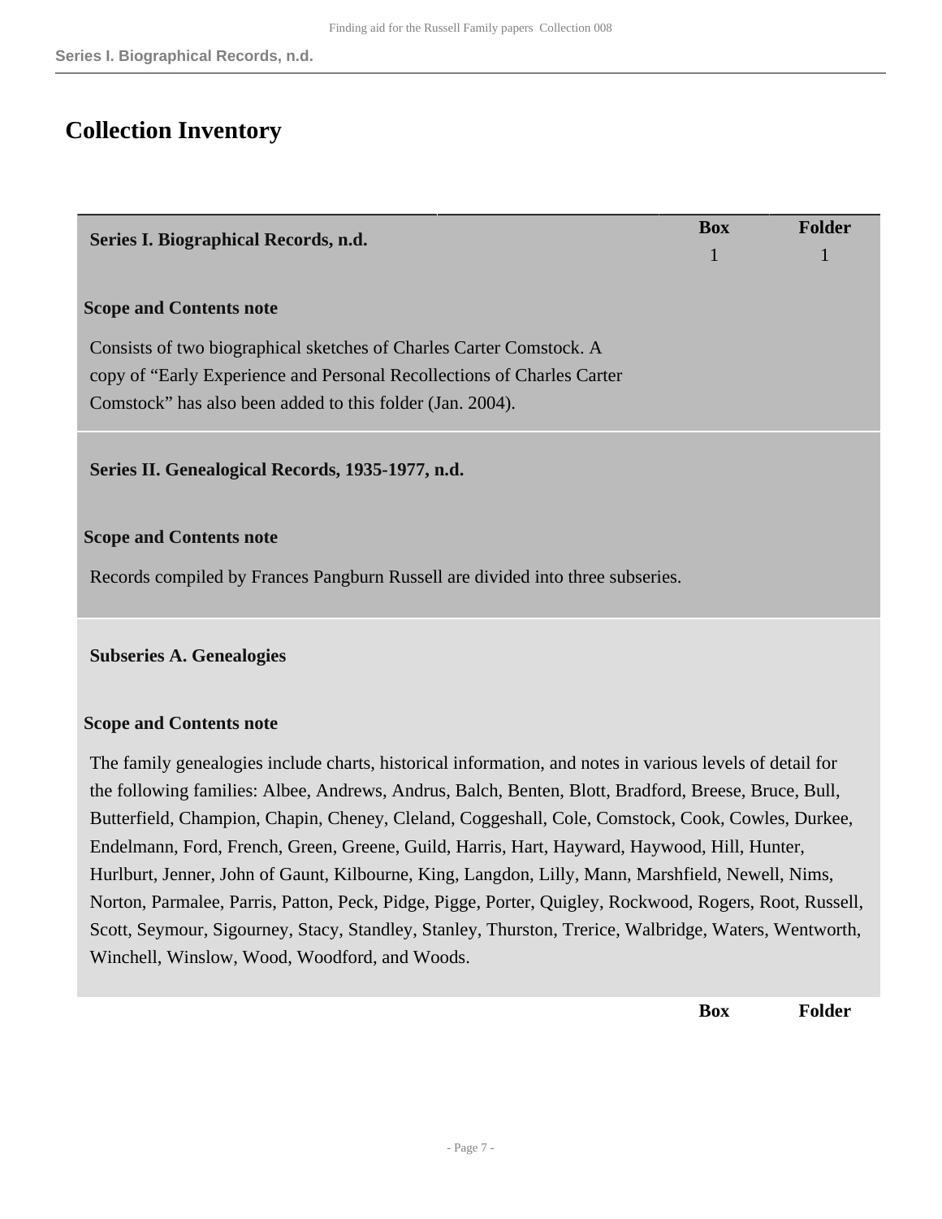# Collection Inventory

| Series I. Biographical Records, n.d. | Box | Folder |
|---|---|---|
| | 1 | 1 |

**Scope and Contents note**

Consists of two biographical sketches of Charles Carter Comstock. A copy of “Early Experience and Personal Recollections of Charles Carter Comstock” has also been added to this folder (Jan. 2004).

**Series II. Genealogical Records, 1935-1977, n.d.**

**Scope and Contents note**

Records compiled by Frances Pangburn Russell are divided into three subseries.

**Subseries A. Genealogies**

**Scope and Contents note**

The family genealogies include charts, historical information, and notes in various levels of detail for the following families: Albee, Andrews, Andrus, Balch, Benten, Blott, Bradford, Breese, Bruce, Bull, Butterfield, Champion, Chapin, Cheney, Cleland, Coggeshall, Cole, Comstock, Cook, Cowles, Durkee, Endelmann, Ford, French, Green, Greene, Guild, Harris, Hart, Hayward, Haywood, Hill, Hunter, Hurlburt, Jenner, John of Gaunt, Kilbourne, King, Langdon, Lilly, Mann, Marshfield, Newell, Nims, Norton, Parmalee, Parris, Patton, Peck, Pidge, Pigge, Porter, Quigley, Rockwood, Rogers, Root, Russell, Scott, Seymour, Sigourney, Stacy, Standley, Stanley, Thurston, Trerice, Walbridge, Waters, Wentworth, Winchell, Winslow, Wood, Woodford, and Woods.

| | Box | Folder |
|---|---|---|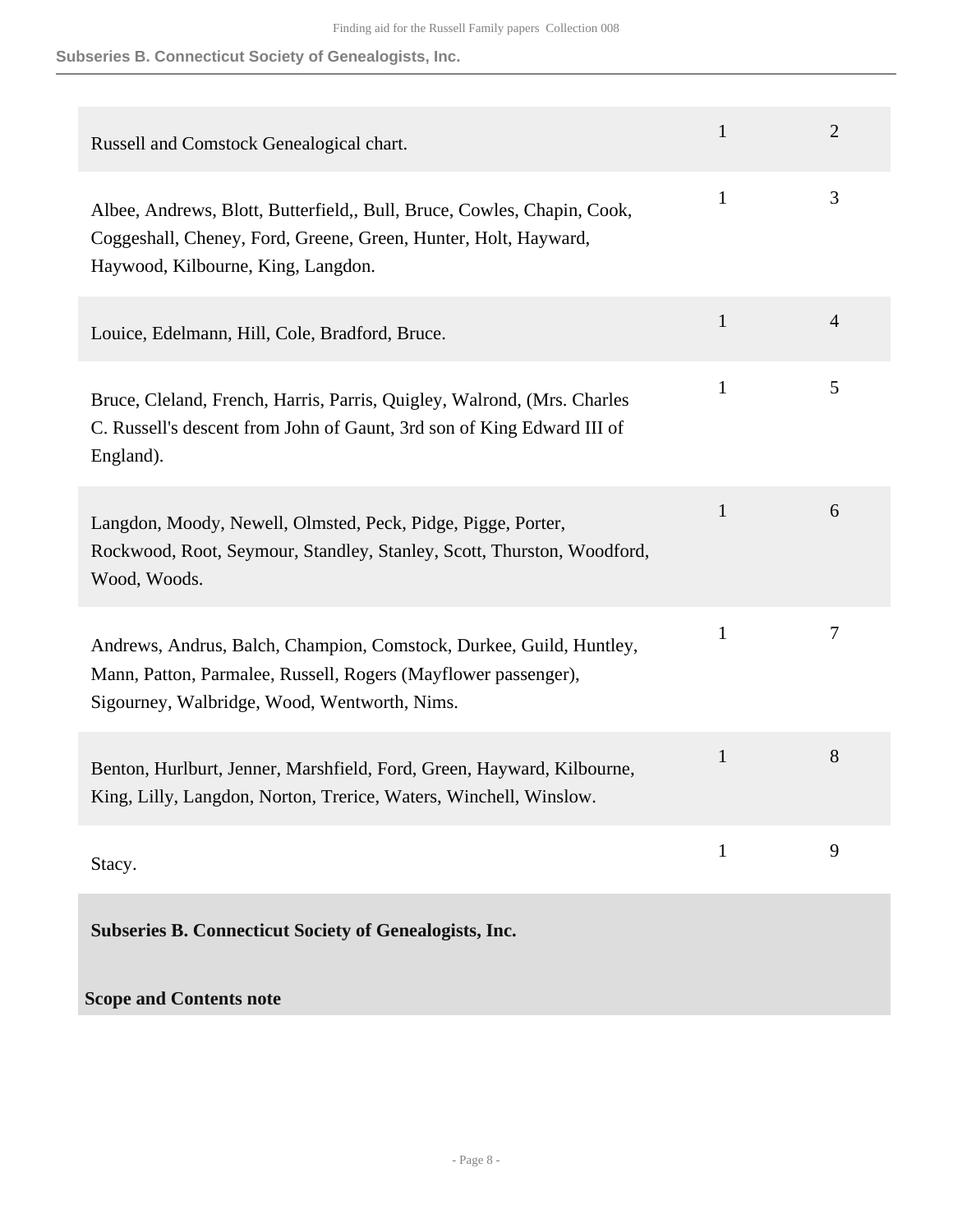| | | |
|---|---|---|
| Russell and Comstock Genealogical chart. | 1 | 2 |
| Albee, Andrews, Blott, Butterfield,, Bull, Bruce, Cowles, Chapin, Cook, Coggeshall, Cheney, Ford, Greene, Green, Hunter, Holt, Hayward, Haywood, Kilbourne, King, Langdon. | 1 | 3 |
| Louice, Edelmann, Hill, Cole, Bradford, Bruce. | 1 | 4 |
| Bruce, Cleland, French, Harris, Parris, Quigley, Walrond, (Mrs. Charles C. Russell's descent from John of Gaunt, 3rd son of King Edward III of England). | 1 | 5 |
| Langdon, Moody, Newell, Olmsted, Peck, Pidge, Pigge, Porter, Rockwood, Root, Seymour, Standley, Stanley, Scott, Thurston, Woodford, Wood, Woods. | 1 | 6 |
| Andrews, Andrus, Balch, Champion, Comstock, Durkee, Guild, Huntley, Mann, Patton, Parmalee, Russell, Rogers (Mayflower passenger), Sigourney, Walbridge, Wood, Wentworth, Nims. | 1 | 7 |
| Benton, Hurlburt, Jenner, Marshfield, Ford, Green, Hayward, Kilbourne, King, Lilly, Langdon, Norton, Trerice, Waters, Winchell, Winslow. | 1 | 8 |
| Stacy. | 1 | 9 |

## Subseries B. Connecticut Society of Genealogists, Inc.

### Scope and Contents note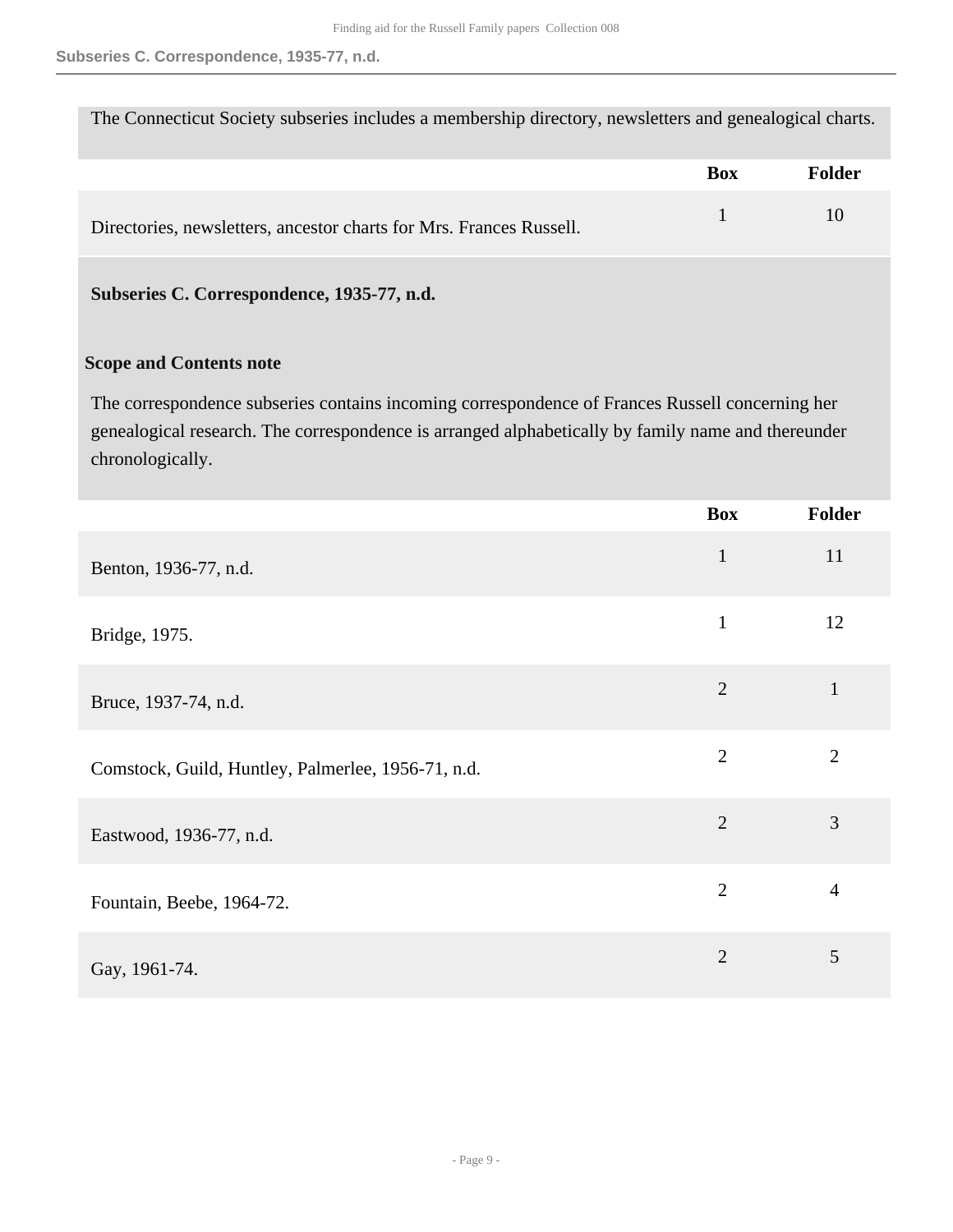The Connecticut Society subseries includes a membership directory, newsletters and genealogical charts.

| | Box | Folder |
|---|---|---|
| Directories, newsletters, ancestor charts for Mrs. Frances Russell. | 1 | 10 |

### Subseries C. Correspondence, 1935-77, n.d.

**Scope and Contents note**

The correspondence subseries contains incoming correspondence of Frances Russell concerning her genealogical research. The correspondence is arranged alphabetically by family name and thereunder chronologically.

| | Box | Folder |
|---|---|---|
| Benton, 1936-77, n.d. | 1 | 11 |
| Bridge, 1975. | 1 | 12 |
| Bruce, 1937-74, n.d. | 2 | 1 |
| Comstock, Guild, Huntley, Palmerlee, 1956-71, n.d. | 2 | 2 |
| Eastwood, 1936-77, n.d. | 2 | 3 |
| Fountain, Beebe, 1964-72. | 2 | 4 |
| Gay, 1961-74. | 2 | 5 |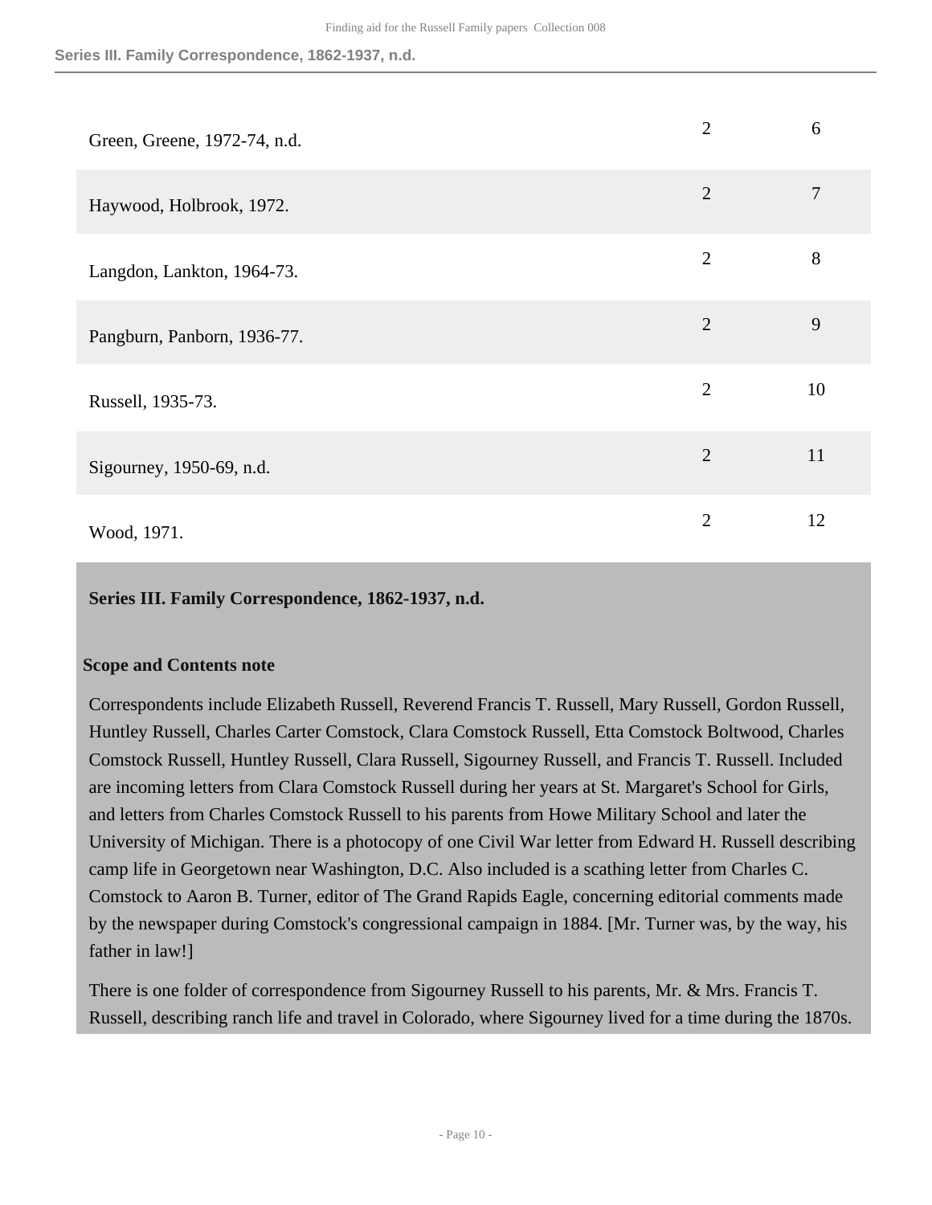| | | |
|---|---|---|
| Green, Greene, 1972-74, n.d. | 2 | 6 |
| Haywood, Holbrook, 1972. | 2 | 7 |
| Langdon, Lankton, 1964-73. | 2 | 8 |
| Pangburn, Panborn, 1936-77. | 2 | 9 |
| Russell, 1935-73. | 2 | 10 |
| Sigourney, 1950-69, n.d. | 2 | 11 |
| Wood, 1971. | 2 | 12 |

## Series III. Family Correspondence, 1862-1937, n.d.

### Scope and Contents note

Correspondents include Elizabeth Russell, Reverend Francis T. Russell, Mary Russell, Gordon Russell, Huntley Russell, Charles Carter Comstock, Clara Comstock Russell, Etta Comstock Boltwood, Charles Comstock Russell, Huntley Russell, Clara Russell, Sigourney Russell, and Francis T. Russell. Included are incoming letters from Clara Comstock Russell during her years at St. Margaret's School for Girls, and letters from Charles Comstock Russell to his parents from Howe Military School and later the University of Michigan. There is a photocopy of one Civil War letter from Edward H. Russell describing camp life in Georgetown near Washington, D.C. Also included is a scathing letter from Charles C. Comstock to Aaron B. Turner, editor of The Grand Rapids Eagle, concerning editorial comments made by the newspaper during Comstock's congressional campaign in 1884. [Mr. Turner was, by the way, his father in law!]

There is one folder of correspondence from Sigourney Russell to his parents, Mr. & Mrs. Francis T. Russell, describing ranch life and travel in Colorado, where Sigourney lived for a time during the 1870s.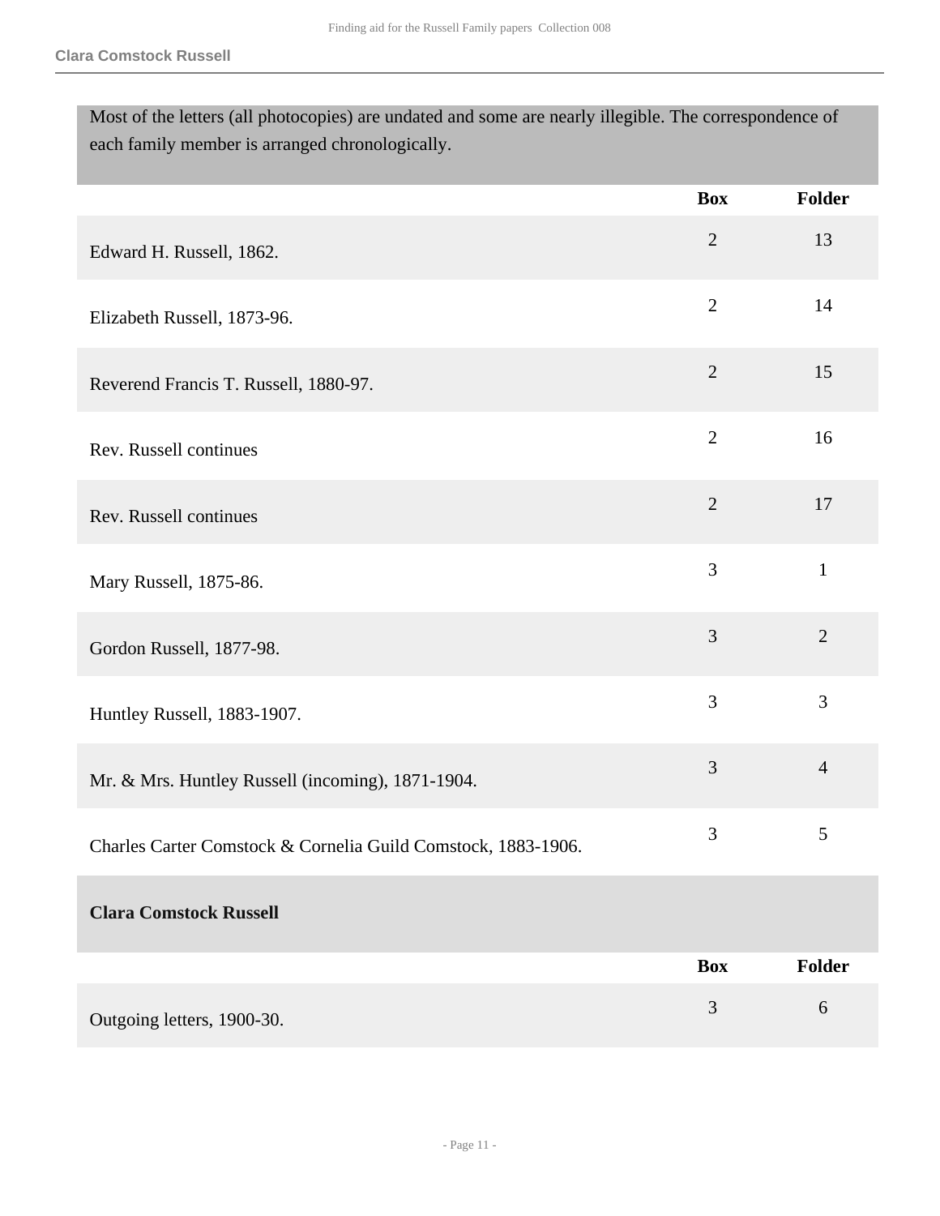Most of the letters (all photocopies) are undated and some are nearly illegible. The correspondence of each family member is arranged chronologically.

| | Box | Folder |
|---|---|---|
| Edward H. Russell, 1862. | 2 | 13 |
| Elizabeth Russell, 1873-96. | 2 | 14 |
| Reverend Francis T. Russell, 1880-97. | 2 | 15 |
| Rev. Russell continues | 2 | 16 |
| Rev. Russell continues | 2 | 17 |
| Mary Russell, 1875-86. | 3 | 1 |
| Gordon Russell, 1877-98. | 3 | 2 |
| Huntley Russell, 1883-1907. | 3 | 3 |
| Mr. & Mrs. Huntley Russell (incoming), 1871-1904. | 3 | 4 |
| Charles Carter Comstock & Cornelia Guild Comstock, 1883-1906. | 3 | 5 |

**Clara Comstock Russell**

| | Box | Folder |
|---|---|---|
| Outgoing letters, 1900-30. | 3 | 6 |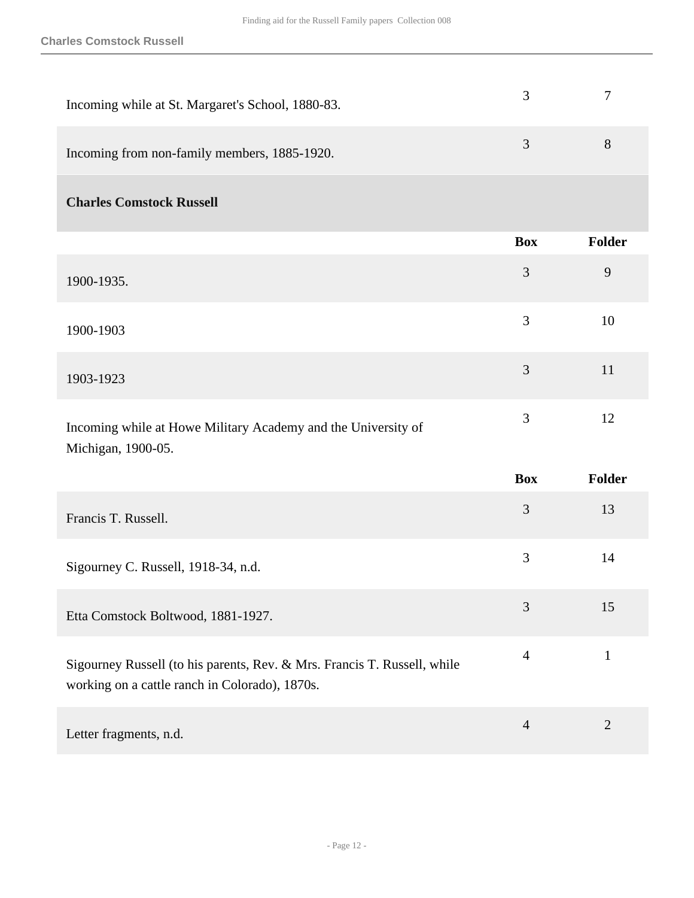| | | |
|---|---|---|
| Incoming while at St. Margaret's School, 1880-83. | 3 | 7 |
| Incoming from non-family members, 1885-1920. | 3 | 8 |

### Charles Comstock Russell

| | Box | Folder |
|---|---|---|
| 1900-1935. | 3 | 9 |
| 1900-1903 | 3 | 10 |
| 1903-1923 | 3 | 11 |
| Incoming while at Howe Military Academy and the University of Michigan, 1900-05. | 3 | 12 |

| | Box | Folder |
|---|---|---|
| Francis T. Russell. | 3 | 13 |
| Sigourney C. Russell, 1918-34, n.d. | 3 | 14 |
| Etta Comstock Boltwood, 1881-1927. | 3 | 15 |
| Sigourney Russell (to his parents, Rev. & Mrs. Francis T. Russell, while working on a cattle ranch in Colorado), 1870s. | 4 | 1 |
| Letter fragments, n.d. | 4 | 2 |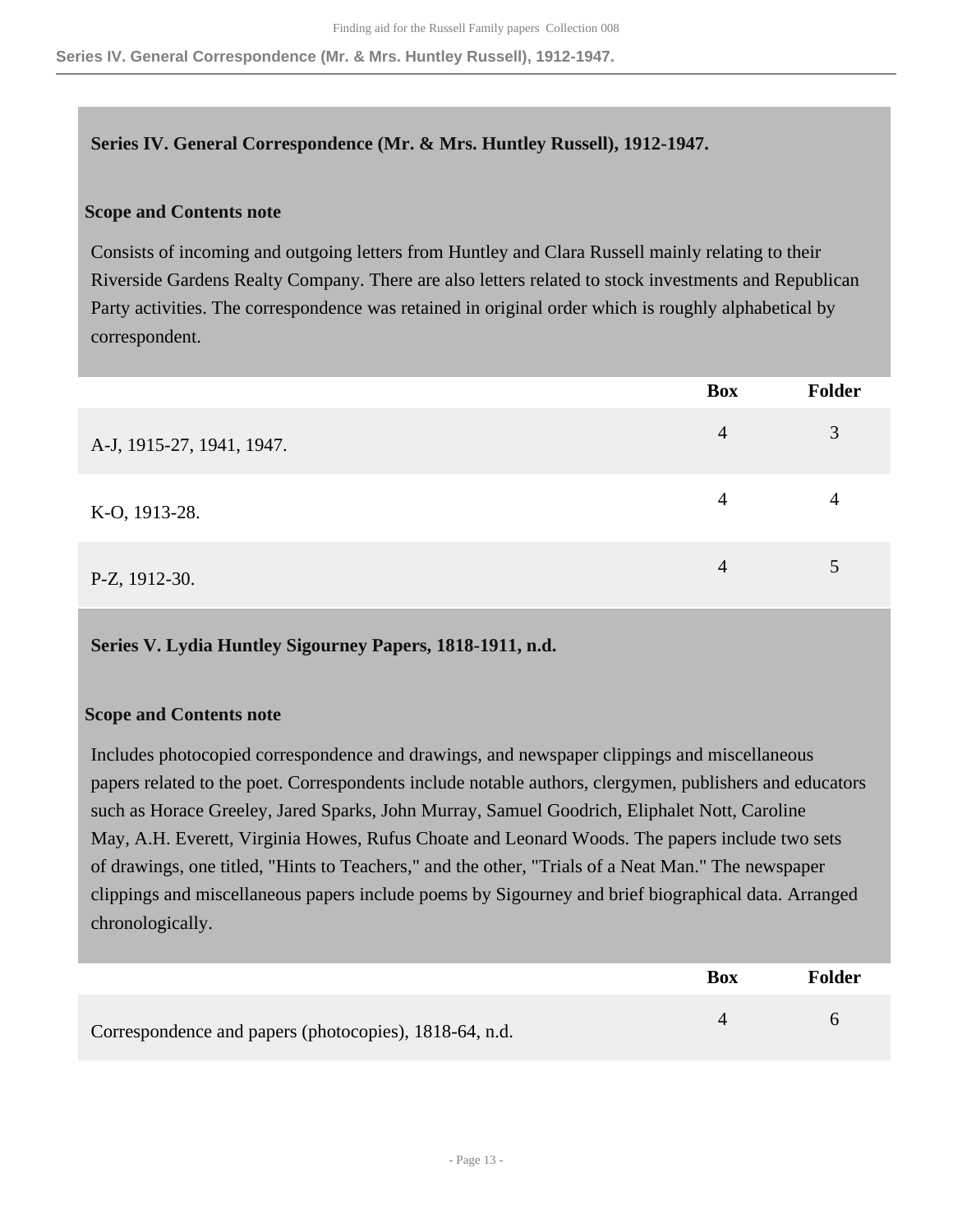## Series IV. General Correspondence (Mr. & Mrs. Huntley Russell), 1912-1947.

### Scope and Contents note

Consists of incoming and outgoing letters from Huntley and Clara Russell mainly relating to their Riverside Gardens Realty Company. There are also letters related to stock investments and Republican Party activities. The correspondence was retained in original order which is roughly alphabetical by correspondent.

| | Box | Folder |
|---|---|---|
| A-J, 1915-27, 1941, 1947. | 4 | 3 |
| K-O, 1913-28. | 4 | 4 |
| P-Z, 1912-30. | 4 | 5 |

## Series V. Lydia Huntley Sigourney Papers, 1818-1911, n.d.

### Scope and Contents note

Includes photocopied correspondence and drawings, and newspaper clippings and miscellaneous papers related to the poet. Correspondents include notable authors, clergymen, publishers and educators such as Horace Greeley, Jared Sparks, John Murray, Samuel Goodrich, Eliphalet Nott, Caroline May, A.H. Everett, Virginia Howes, Rufus Choate and Leonard Woods. The papers include two sets of drawings, one titled, "Hints to Teachers," and the other, "Trials of a Neat Man." The newspaper clippings and miscellaneous papers include poems by Sigourney and brief biographical data. Arranged chronologically.

| | Box | Folder |
|---|---|---|
| Correspondence and papers (photocopies), 1818-64, n.d. | 4 | 6 |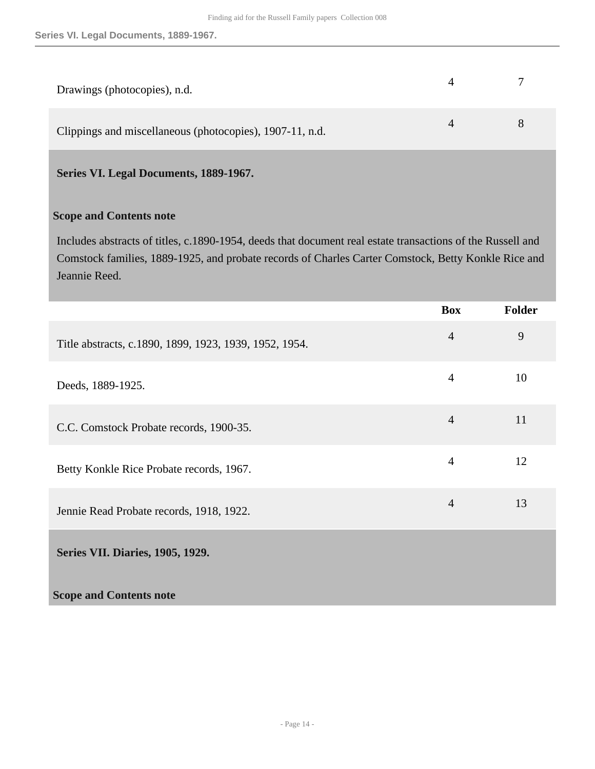| | Box | Folder |
|---|---|---|
| Drawings (photocopies), n.d. | 4 | 7 |
| Clippings and miscellaneous (photocopies), 1907-11, n.d. | 4 | 8 |

## Series VI. Legal Documents, 1889-1967.

### Scope and Contents note

Includes abstracts of titles, c.1890-1954, deeds that document real estate transactions of the Russell and Comstock families, 1889-1925, and probate records of Charles Carter Comstock, Betty Konkle Rice and Jeannie Reed.

| | Box | Folder |
|---|---|---|
| Title abstracts, c.1890, 1899, 1923, 1939, 1952, 1954. | 4 | 9 |
| Deeds, 1889-1925. | 4 | 10 |
| C.C. Comstock Probate records, 1900-35. | 4 | 11 |
| Betty Konkle Rice Probate records, 1967. | 4 | 12 |
| Jennie Read Probate records, 1918, 1922. | 4 | 13 |

## Series VII. Diaries, 1905, 1929.

### Scope and Contents note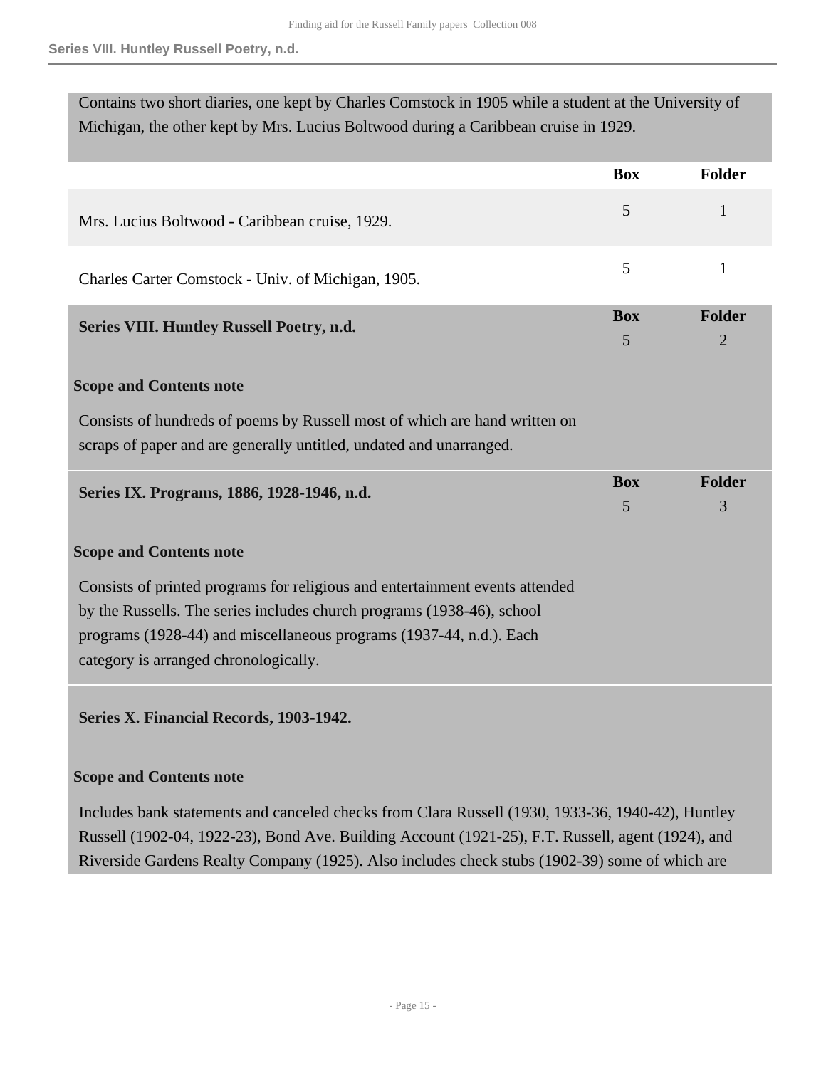Contains two short diaries, one kept by Charles Comstock in 1905 while a student at the University of Michigan, the other kept by Mrs. Lucius Boltwood during a Caribbean cruise in 1929.

| | Box | Folder |
|---|---|---|
| Mrs. Lucius Boltwood - Caribbean cruise, 1929. | 5 | 1 |
| Charles Carter Comstock - Univ. of Michigan, 1905. | 5 | 1 |

## Series VIII. Huntley Russell Poetry, n.d.

| Box | Folder |
|---|---|
| 5 | 2 |

**Scope and Contents note**

Consists of hundreds of poems by Russell most of which are hand written on scraps of paper and are generally untitled, undated and unarranged.

## Series IX. Programs, 1886, 1928-1946, n.d.

| Box | Folder |
|---|---|
| 5 | 3 |

**Scope and Contents note**

Consists of printed programs for religious and entertainment events attended by the Russells. The series includes church programs (1938-46), school programs (1928-44) and miscellaneous programs (1937-44, n.d.). Each category is arranged chronologically.

## Series X. Financial Records, 1903-1942.

**Scope and Contents note**

Includes bank statements and canceled checks from Clara Russell (1930, 1933-36, 1940-42), Huntley Russell (1902-04, 1922-23), Bond Ave. Building Account (1921-25), F.T. Russell, agent (1924), and Riverside Gardens Realty Company (1925). Also includes check stubs (1902-39) some of which are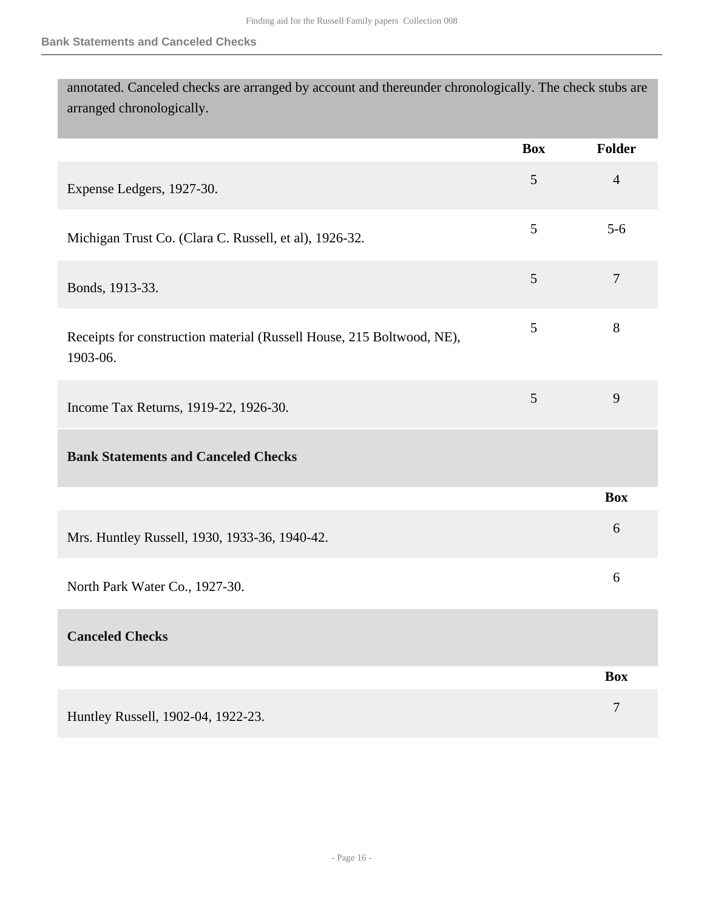annotated. Canceled checks are arranged by account and thereunder chronologically. The check stubs are arranged chronologically.

| | Box | Folder |
| --- | --- | --- |
| Expense Ledgers, 1927-30. | 5 | 4 |
| Michigan Trust Co. (Clara C. Russell, et al), 1926-32. | 5 | 5-6 |
| Bonds, 1913-33. | 5 | 7 |
| Receipts for construction material (Russell House, 215 Boltwood, NE), 1903-06. | 5 | 8 |
| Income Tax Returns, 1919-22, 1926-30. | 5 | 9 |

### Bank Statements and Canceled Checks

| | Box |
| --- | --- |
| Mrs. Huntley Russell, 1930, 1933-36, 1940-42. | 6 |
| North Park Water Co., 1927-30. | 6 |

### Canceled Checks

| | Box |
| --- | --- |
| Huntley Russell, 1902-04, 1922-23. | 7 |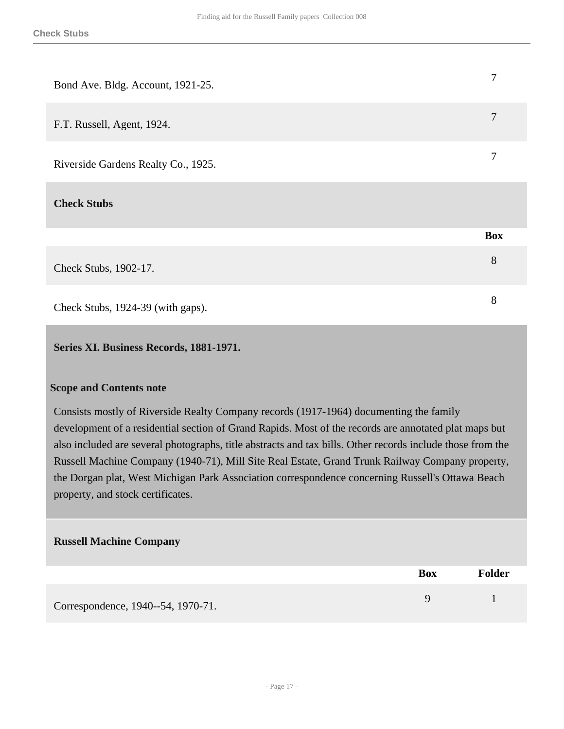| | Box |
|---|---|
| Bond Ave. Bldg. Account, 1921-25. | 7 |
| F.T. Russell, Agent, 1924. | 7 |
| Riverside Gardens Realty Co., 1925. | 7 |

### Check Stubs

| | Box |
|---|---|
| Check Stubs, 1902-17. | 8 |
| Check Stubs, 1924-39 (with gaps). | 8 |

## Series XI. Business Records, 1881-1971.

### Scope and Contents note

Consists mostly of Riverside Realty Company records (1917-1964) documenting the family development of a residential section of Grand Rapids. Most of the records are annotated plat maps but also included are several photographs, title abstracts and tax bills. Other records include those from the Russell Machine Company (1940-71), Mill Site Real Estate, Grand Trunk Railway Company property, the Dorgan plat, West Michigan Park Association correspondence concerning Russell's Ottawa Beach property, and stock certificates.

### Russell Machine Company

| | Box | Folder |
|---|---|---|
| Correspondence, 1940--54, 1970-71. | 9 | 1 |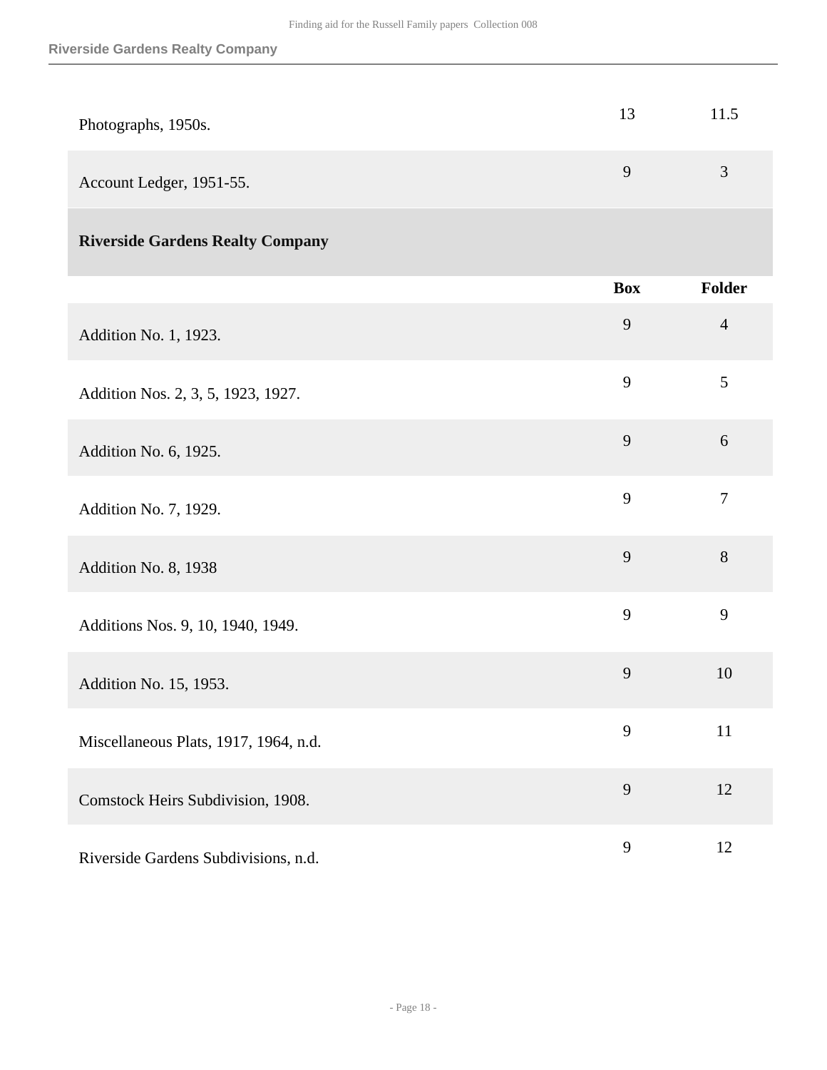| | | |
|---|---|---|
| Photographs, 1950s. | 13 | 11.5 |
| Account Ledger, 1951-55. | 9 | 3 |

## Riverside Gardens Realty Company

| | Box | Folder |
|---|---|---|
| Addition No. 1, 1923. | 9 | 4 |
| Addition Nos. 2, 3, 5, 1923, 1927. | 9 | 5 |
| Addition No. 6, 1925. | 9 | 6 |
| Addition No. 7, 1929. | 9 | 7 |
| Addition No. 8, 1938 | 9 | 8 |
| Additions Nos. 9, 10, 1940, 1949. | 9 | 9 |
| Addition No. 15, 1953. | 9 | 10 |
| Miscellaneous Plats, 1917, 1964, n.d. | 9 | 11 |
| Comstock Heirs Subdivision, 1908. | 9 | 12 |
| Riverside Gardens Subdivisions, n.d. | 9 | 12 |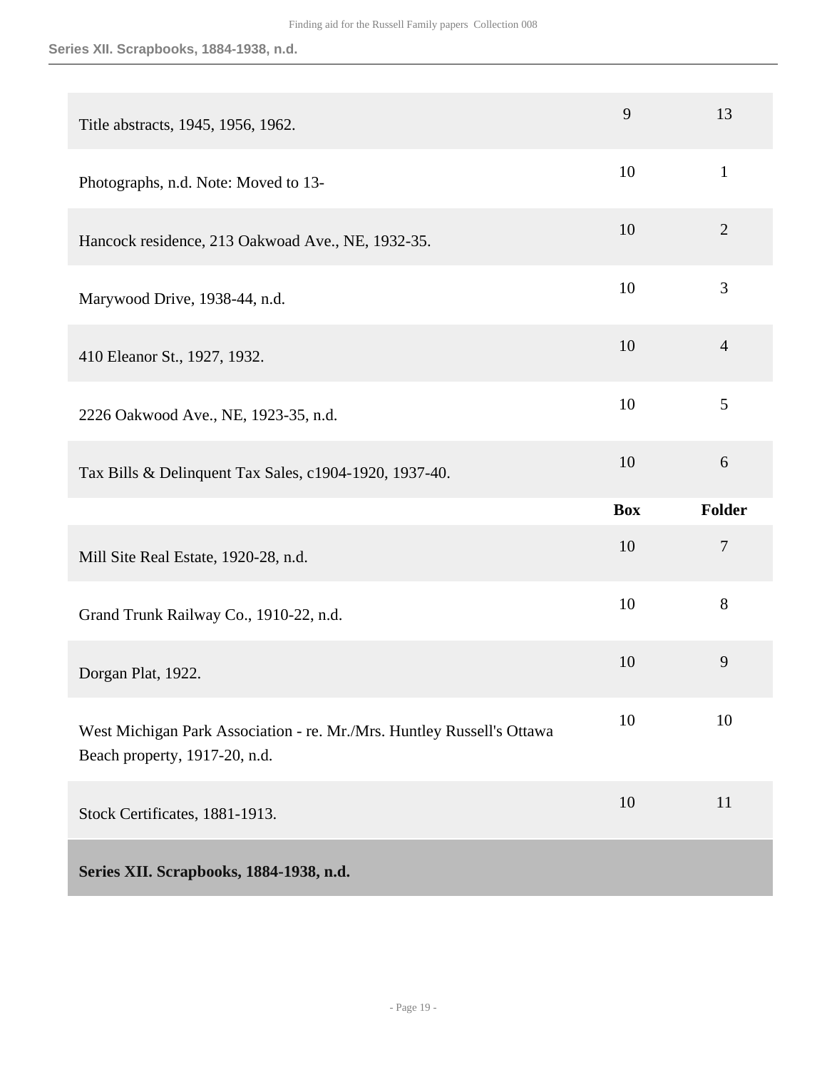| | Box | Folder |
|---|---|---|
| Title abstracts, 1945, 1956, 1962. | 9 | 13 |
| Photographs, n.d. Note: Moved to 13- | 10 | 1 |
| Hancock residence, 213 Oakwoad Ave., NE, 1932-35. | 10 | 2 |
| Marywood Drive, 1938-44, n.d. | 10 | 3 |
| 410 Eleanor St., 1927, 1932. | 10 | 4 |
| 2226 Oakwood Ave., NE, 1923-35, n.d. | 10 | 5 |
| Tax Bills & Delinquent Tax Sales, c1904-1920, 1937-40. | 10 | 6 |
| | **Box** | **Folder** |
| Mill Site Real Estate, 1920-28, n.d. | 10 | 7 |
| Grand Trunk Railway Co., 1910-22, n.d. | 10 | 8 |
| Dorgan Plat, 1922. | 10 | 9 |
| West Michigan Park Association - re. Mr./Mrs. Huntley Russell's Ottawa Beach property, 1917-20, n.d. | 10 | 10 |
| Stock Certificates, 1881-1913. | 10 | 11 |

**Series XII. Scrapbooks, 1884-1938, n.d.**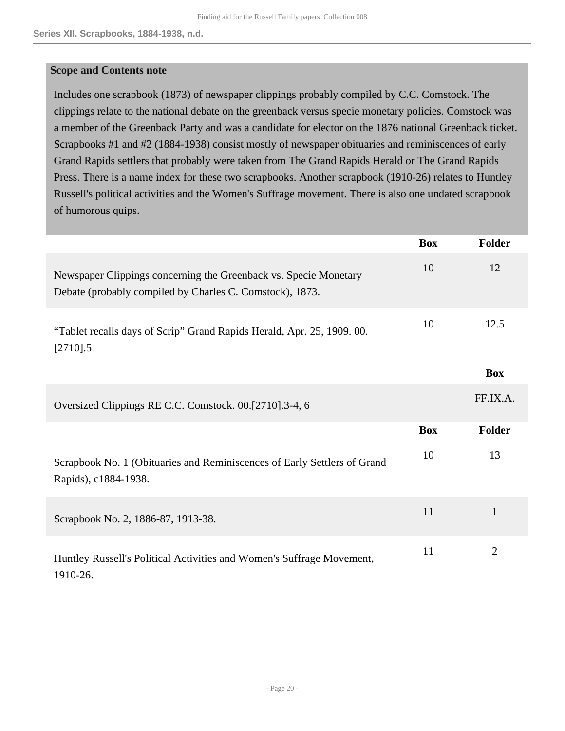**Series XII. Scrapbooks, 1884-1938, n.d.**

**Scope and Contents note**

Includes one scrapbook (1873) of newspaper clippings probably compiled by C.C. Comstock. The clippings relate to the national debate on the greenback versus specie monetary policies. Comstock was a member of the Greenback Party and was a candidate for elector on the 1876 national Greenback ticket. Scrapbooks #1 and #2 (1884-1938) consist mostly of newspaper obituaries and reminiscences of early Grand Rapids settlers that probably were taken from The Grand Rapids Herald or The Grand Rapids Press. There is a name index for these two scrapbooks. Another scrapbook (1910-26) relates to Huntley Russell's political activities and the Women's Suffrage movement. There is also one undated scrapbook of humorous quips.

| | Box | Folder |
|---|---|---|
| Newspaper Clippings concerning the Greenback vs. Specie Monetary Debate (probably compiled by Charles C. Comstock), 1873. | 10 | 12 |
| “Tablet recalls days of Scrip” Grand Rapids Herald, Apr. 25, 1909. 00.[2710].5 | 10 | 12.5 |

| | Box |
|---|---|
| Oversized Clippings RE C.C. Comstock. 00.[2710].3-4, 6 | FF.IX.A. |

| | Box | Folder |
|---|---|---|
| Scrapbook No. 1 (Obituaries and Reminiscences of Early Settlers of Grand Rapids), c1884-1938. | 10 | 13 |
| Scrapbook No. 2, 1886-87, 1913-38. | 11 | 1 |
| Huntley Russell's Political Activities and Women's Suffrage Movement, 1910-26. | 11 | 2 |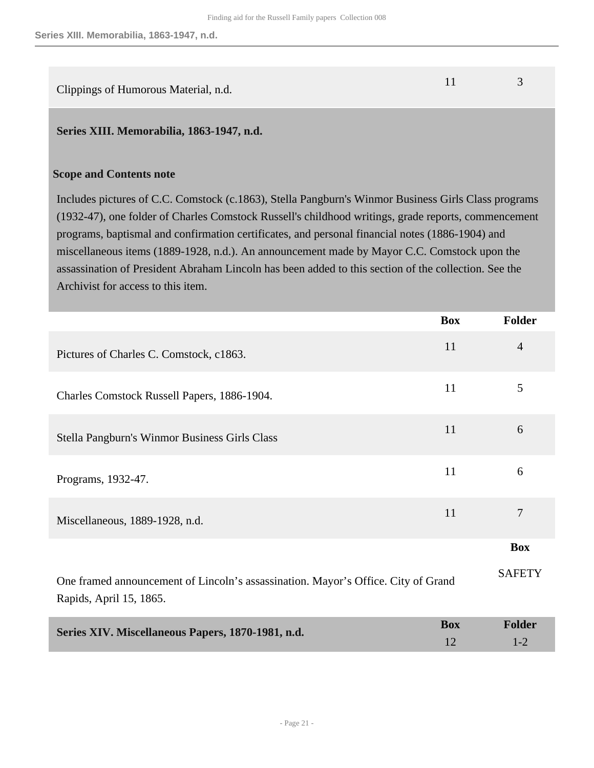| | Box | Folder |
|---|---|---|
| Clippings of Humorous Material, n.d. | 11 | 3 |

## Series XIII. Memorabilia, 1863-1947, n.d.

### Scope and Contents note

Includes pictures of C.C. Comstock (c.1863), Stella Pangburn's Winmor Business Girls Class programs (1932-47), one folder of Charles Comstock Russell's childhood writings, grade reports, commencement programs, baptismal and confirmation certificates, and personal financial notes (1886-1904) and miscellaneous items (1889-1928, n.d.). An announcement made by Mayor C.C. Comstock upon the assassination of President Abraham Lincoln has been added to this section of the collection. See the Archivist for access to this item.

| | Box | Folder |
|---|---|---|
| Pictures of Charles C. Comstock, c1863. | 11 | 4 |
| Charles Comstock Russell Papers, 1886-1904. | 11 | 5 |
| Stella Pangburn's Winmor Business Girls Class | 11 | 6 |
| Programs, 1932-47. | 11 | 6 |
| Miscellaneous, 1889-1928, n.d. | 11 | 7 |

| | Box |
|---|---|
| One framed announcement of Lincoln's assassination. Mayor's Office. City of Grand Rapids, April 15, 1865. | SAFETY |

| | Box | Folder |
|---|---|---|
| **Series XIV. Miscellaneous Papers, 1870-1981, n.d.** | 12 | 1-2 |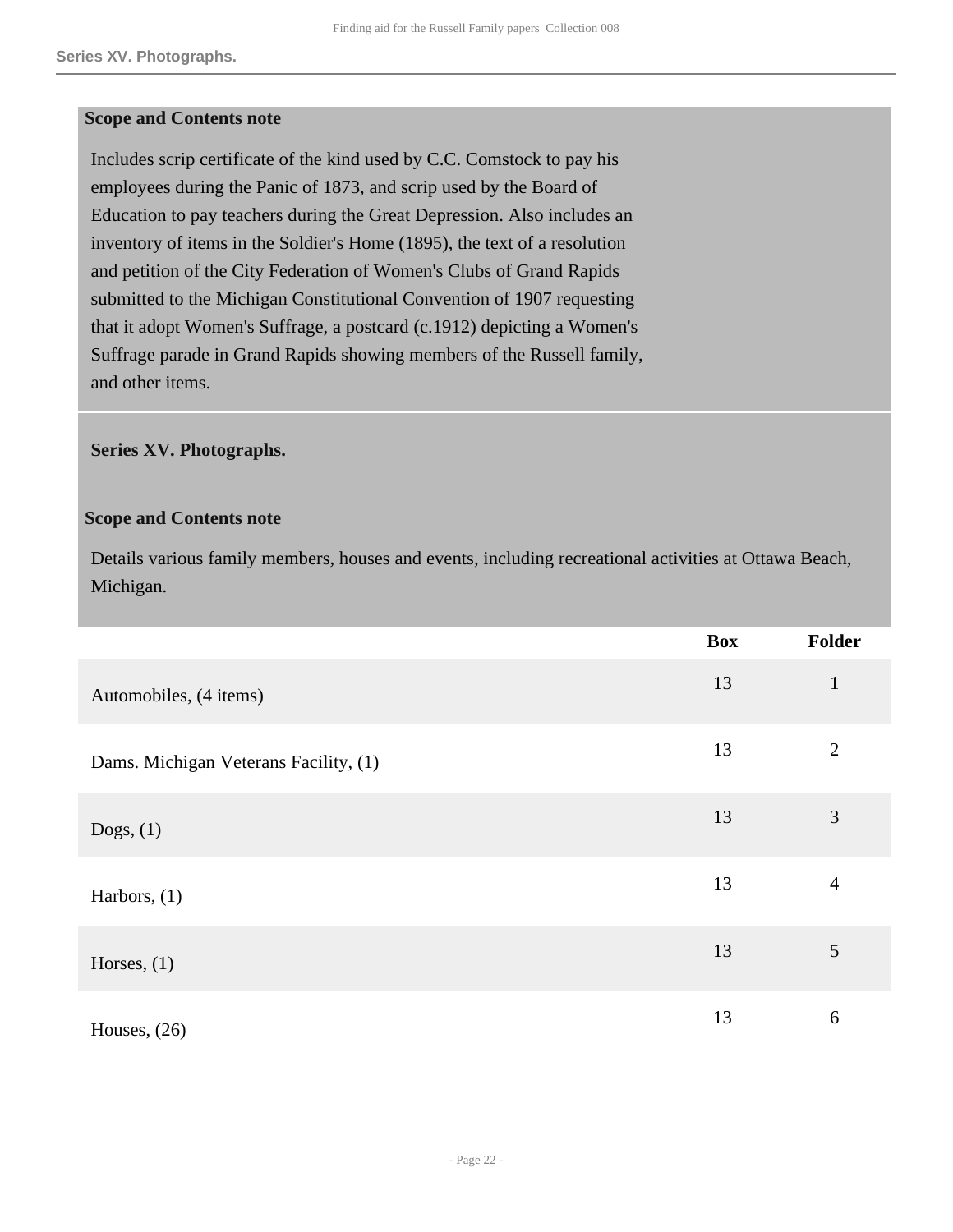### Scope and Contents note

Includes scrip certificate of the kind used by C.C. Comstock to pay his employees during the Panic of 1873, and scrip used by the Board of Education to pay teachers during the Great Depression. Also includes an inventory of items in the Soldier's Home (1895), the text of a resolution and petition of the City Federation of Women's Clubs of Grand Rapids submitted to the Michigan Constitutional Convention of 1907 requesting that it adopt Women's Suffrage, a postcard (c.1912) depicting a Women's Suffrage parade in Grand Rapids showing members of the Russell family, and other items.

## Series XV. Photographs.

### Scope and Contents note

Details various family members, houses and events, including recreational activities at Ottawa Beach, Michigan.

| | Box | Folder |
|---|---|---|
| Automobiles, (4 items) | 13 | 1 |
| Dams. Michigan Veterans Facility, (1) | 13 | 2 |
| Dogs, (1) | 13 | 3 |
| Harbors, (1) | 13 | 4 |
| Horses, (1) | 13 | 5 |
| Houses, (26) | 13 | 6 |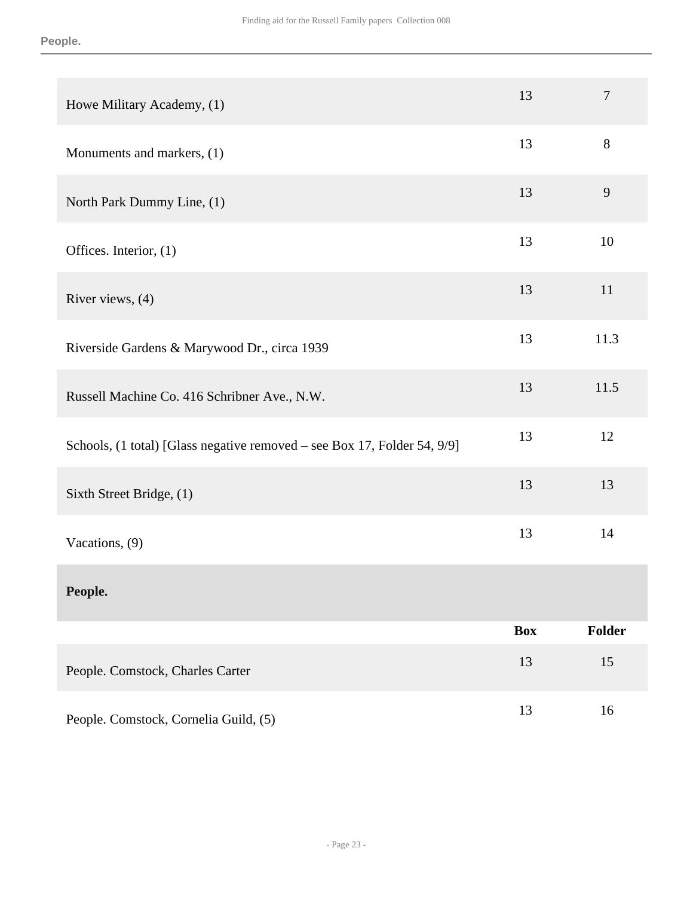| | Box | Folder |
|---|---|---|
| Howe Military Academy, (1) | 13 | 7 |
| Monuments and markers, (1) | 13 | 8 |
| North Park Dummy Line, (1) | 13 | 9 |
| Offices. Interior, (1) | 13 | 10 |
| River views, (4) | 13 | 11 |
| Riverside Gardens & Marywood Dr., circa 1939 | 13 | 11.3 |
| Russell Machine Co. 416 Schribner Ave., N.W. | 13 | 11.5 |
| Schools, (1 total) [Glass negative removed – see Box 17, Folder 54, 9/9] | 13 | 12 |
| Sixth Street Bridge, (1) | 13 | 13 |
| Vacations, (9) | 13 | 14 |

**People.**

| | Box | Folder |
|---|---|---|
| People. Comstock, Charles Carter | 13 | 15 |
| People. Comstock, Cornelia Guild, (5) | 13 | 16 |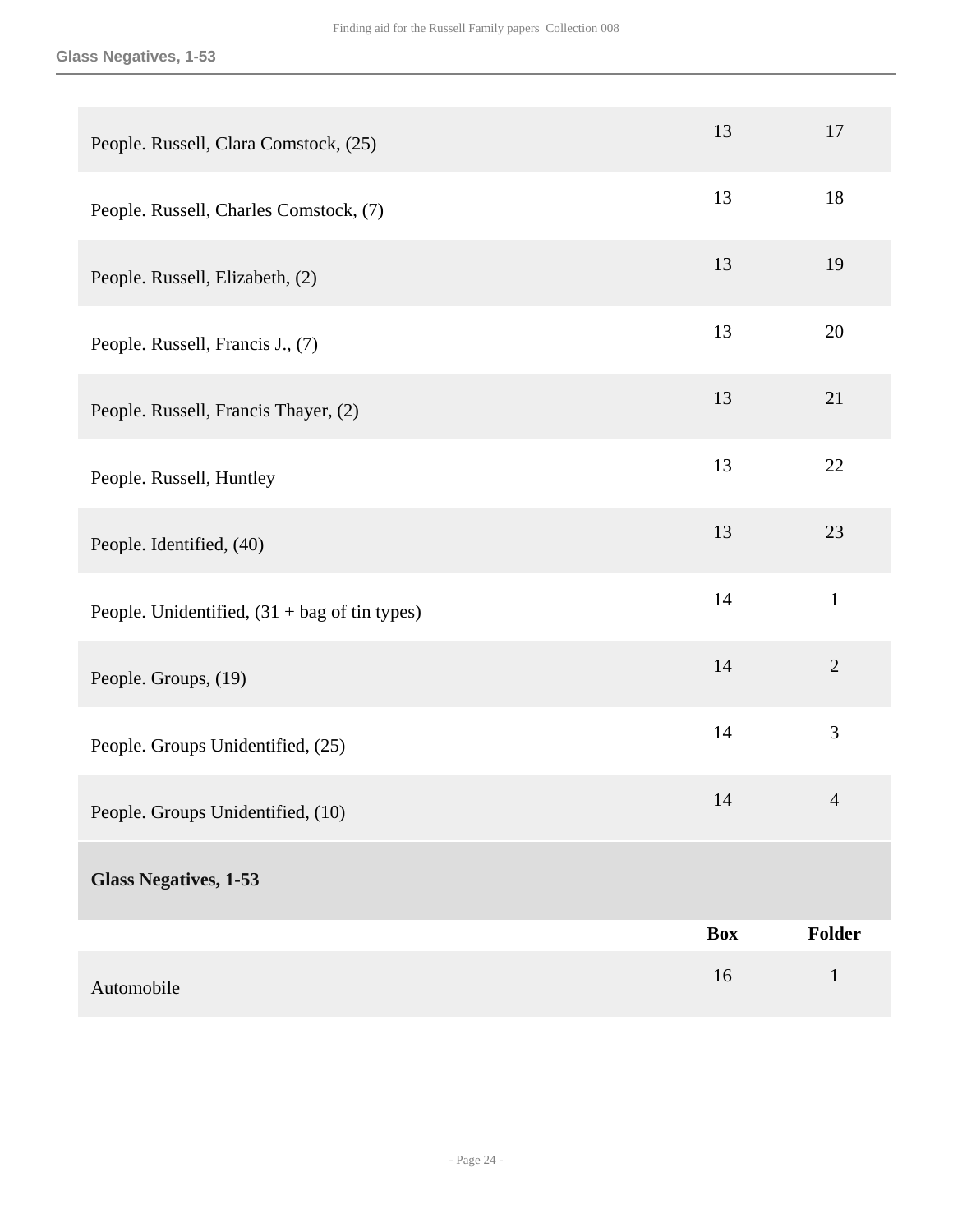| | Box | Folder |
|---|---|---|
| People. Russell, Clara Comstock, (25) | 13 | 17 |
| People. Russell, Charles Comstock, (7) | 13 | 18 |
| People. Russell, Elizabeth, (2) | 13 | 19 |
| People. Russell, Francis J., (7) | 13 | 20 |
| People. Russell, Francis Thayer, (2) | 13 | 21 |
| People. Russell, Huntley | 13 | 22 |
| People. Identified, (40) | 13 | 23 |
| People. Unidentified, (31 + bag of tin types) | 14 | 1 |
| People. Groups, (19) | 14 | 2 |
| People. Groups Unidentified, (25) | 14 | 3 |
| People. Groups Unidentified, (10) | 14 | 4 |

**Glass Negatives, 1-53**

| | Box | Folder |
|---|---|---|
| Automobile | 16 | 1 |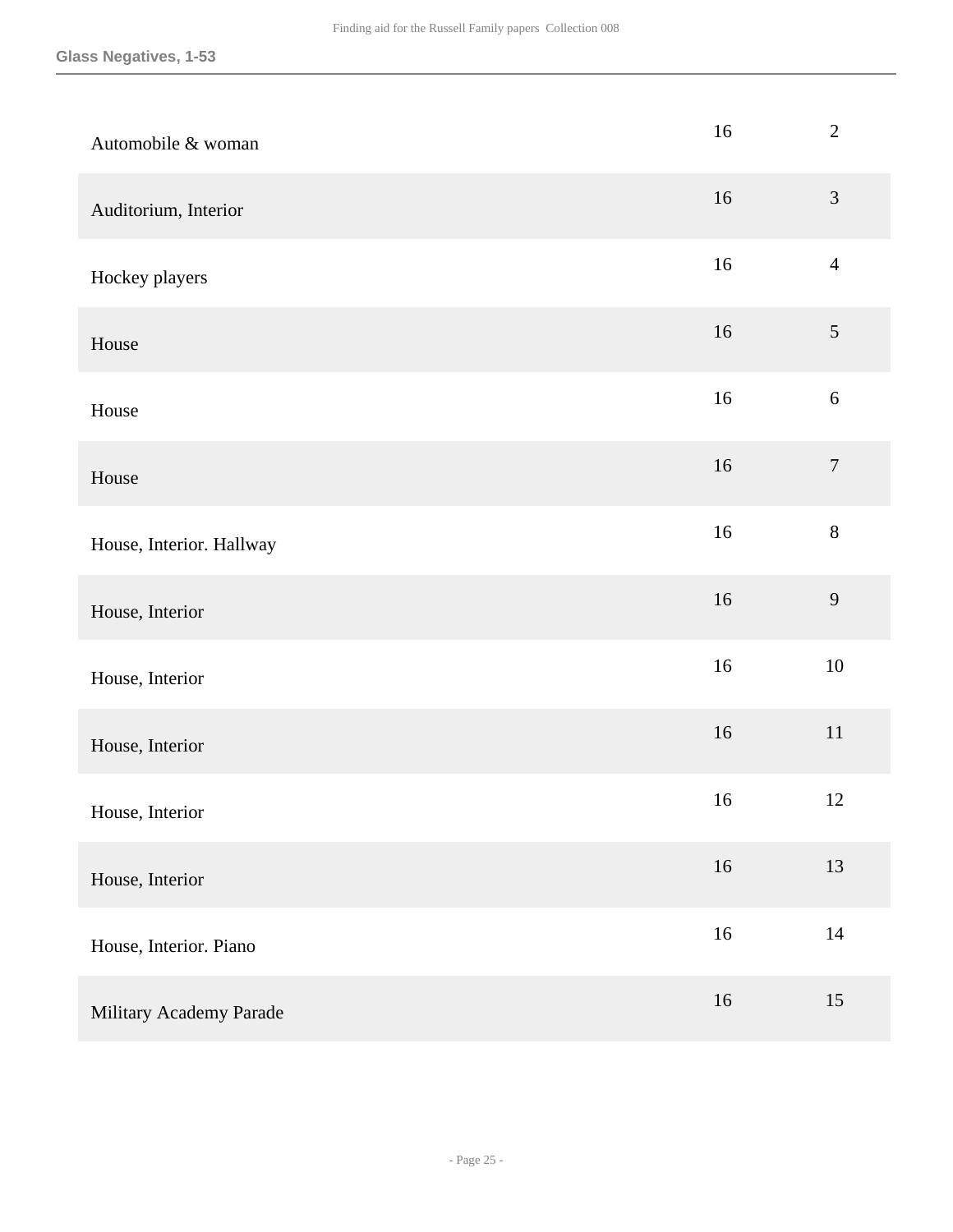| | | |
|---|---|---|
| Automobile & woman | 16 | 2 |
| Auditorium, Interior | 16 | 3 |
| Hockey players | 16 | 4 |
| House | 16 | 5 |
| House | 16 | 6 |
| House | 16 | 7 |
| House, Interior. Hallway | 16 | 8 |
| House, Interior | 16 | 9 |
| House, Interior | 16 | 10 |
| House, Interior | 16 | 11 |
| House, Interior | 16 | 12 |
| House, Interior | 16 | 13 |
| House, Interior. Piano | 16 | 14 |
| Military Academy Parade | 16 | 15 |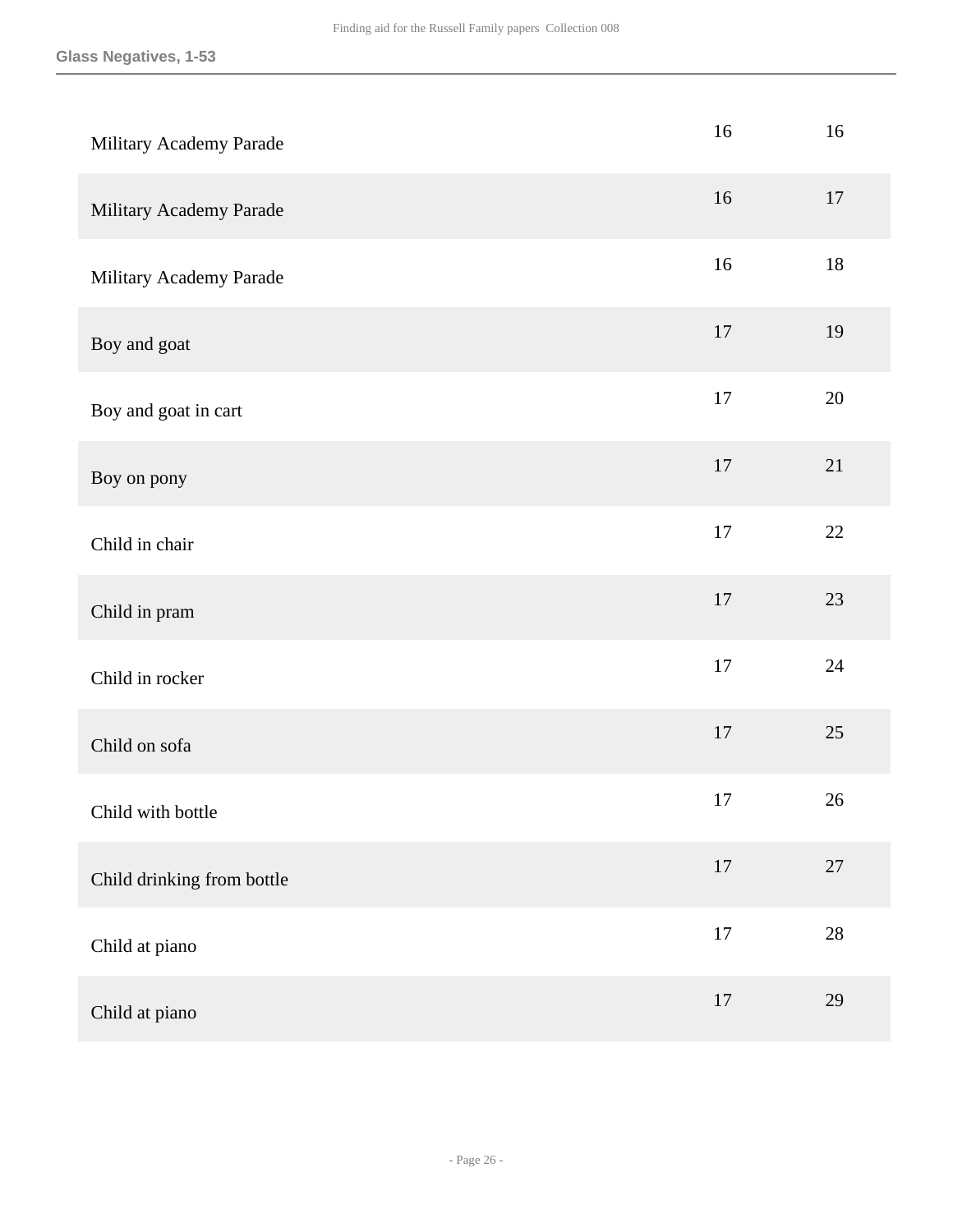| | | |
|---|---|---|
| Military Academy Parade | 16 | 16 |
| Military Academy Parade | 16 | 17 |
| Military Academy Parade | 16 | 18 |
| Boy and goat | 17 | 19 |
| Boy and goat in cart | 17 | 20 |
| Boy on pony | 17 | 21 |
| Child in chair | 17 | 22 |
| Child in pram | 17 | 23 |
| Child in rocker | 17 | 24 |
| Child on sofa | 17 | 25 |
| Child with bottle | 17 | 26 |
| Child drinking from bottle | 17 | 27 |
| Child at piano | 17 | 28 |
| Child at piano | 17 | 29 |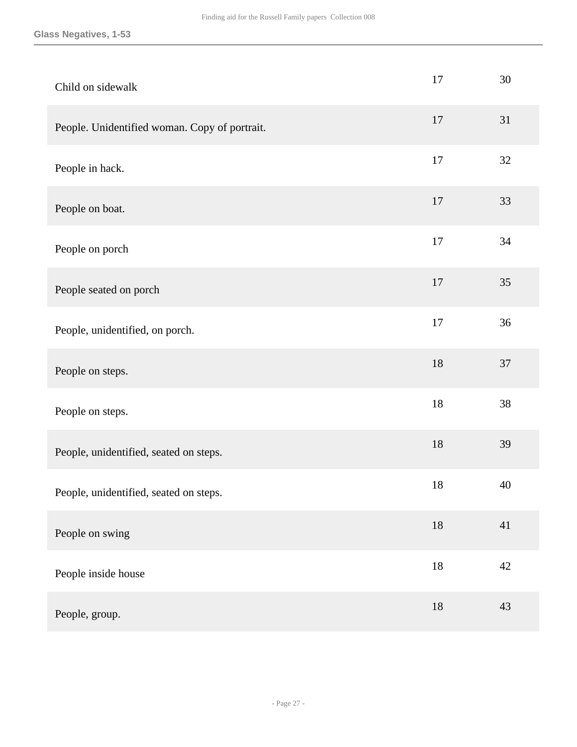| | | |
|---|---|---|
| Child on sidewalk | 17 | 30 |
| People. Unidentified woman. Copy of portrait. | 17 | 31 |
| People in hack. | 17 | 32 |
| People on boat. | 17 | 33 |
| People on porch | 17 | 34 |
| People seated on porch | 17 | 35 |
| People, unidentified, on porch. | 17 | 36 |
| People on steps. | 18 | 37 |
| People on steps. | 18 | 38 |
| People, unidentified, seated on steps. | 18 | 39 |
| People, unidentified, seated on steps. | 18 | 40 |
| People on swing | 18 | 41 |
| People inside house | 18 | 42 |
| People, group. | 18 | 43 |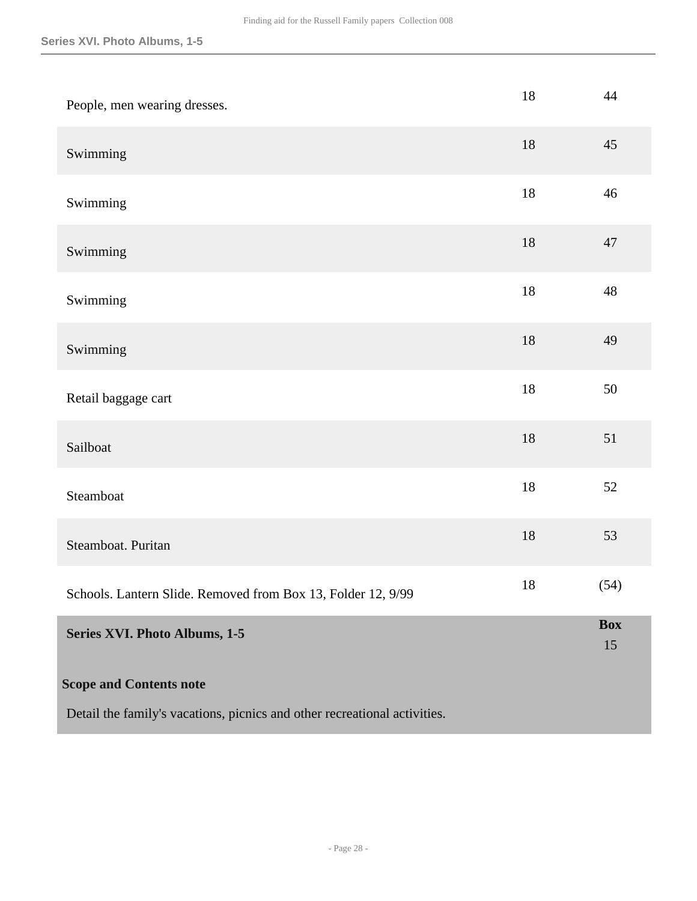| | | |
|---|---|---|
| People, men wearing dresses. | 18 | 44 |
| Swimming | 18 | 45 |
| Swimming | 18 | 46 |
| Swimming | 18 | 47 |
| Swimming | 18 | 48 |
| Swimming | 18 | 49 |
| Retail baggage cart | 18 | 50 |
| Sailboat | 18 | 51 |
| Steamboat | 18 | 52 |
| Steamboat. Puritan | 18 | 53 |
| Schools. Lantern Slide. Removed from Box 13, Folder 12, 9/99 | 18 | (54) |

## Series XVI. Photo Albums, 1-5

**Box** 15

**Scope and Contents note**

Detail the family's vacations, picnics and other recreational activities.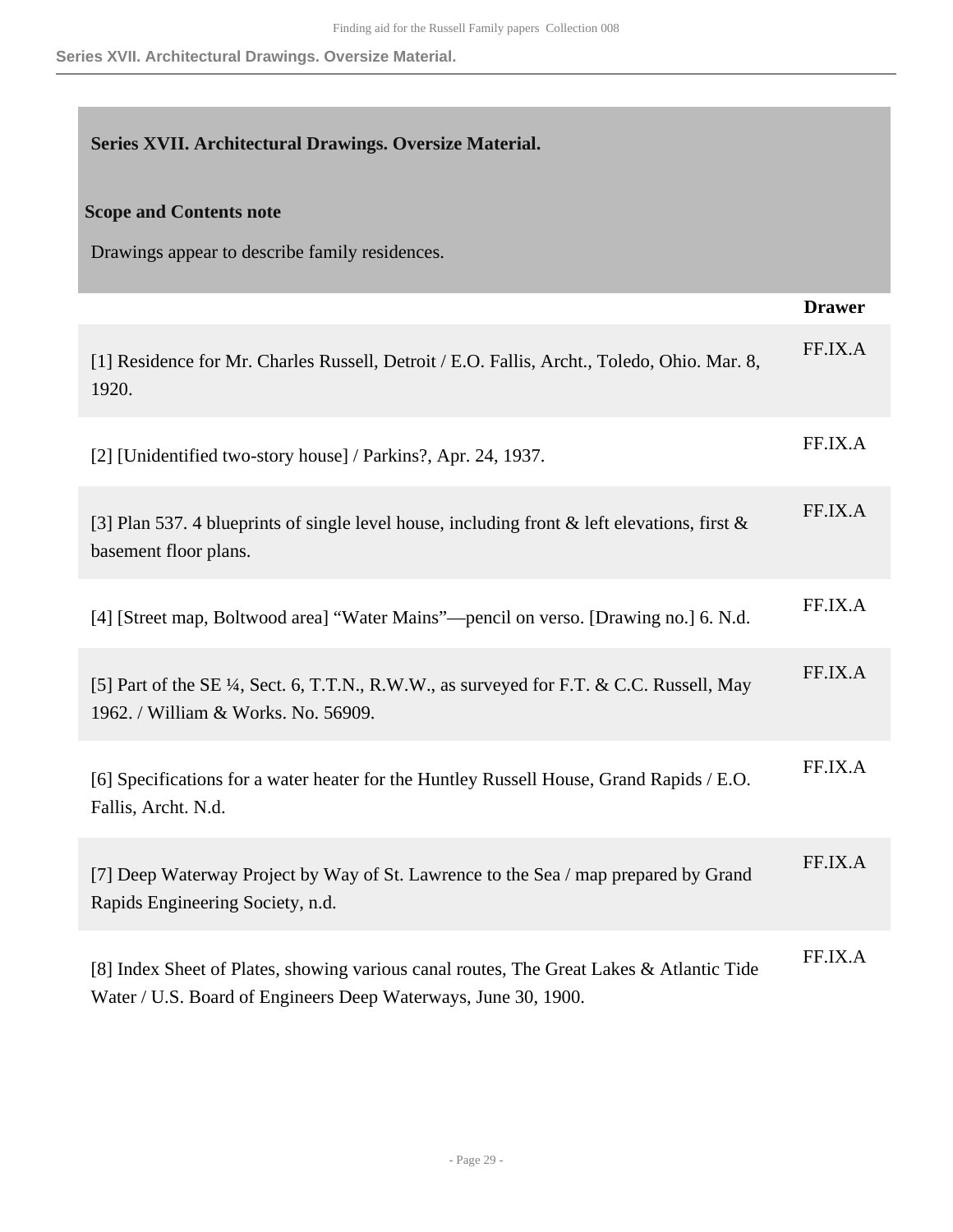## Series XVII. Architectural Drawings. Oversize Material.

**Scope and Contents note**

Drawings appear to describe family residences.

| | Drawer |
|---|---|
| [1] Residence for Mr. Charles Russell, Detroit / E.O. Fallis, Archt., Toledo, Ohio. Mar. 8, 1920. | FF.IX.A |
| [2] [Unidentified two-story house] / Parkins?, Apr. 24, 1937. | FF.IX.A |
| [3] Plan 537. 4 blueprints of single level house, including front & left elevations, first & basement floor plans. | FF.IX.A |
| [4] [Street map, Boltwood area] “Water Mains”—pencil on verso. [Drawing no.] 6. N.d. | FF.IX.A |
| [5] Part of the SE ¼, Sect. 6, T.T.N., R.W.W., as surveyed for F.T. & C.C. Russell, May 1962. / William & Works. No. 56909. | FF.IX.A |
| [6] Specifications for a water heater for the Huntley Russell House, Grand Rapids / E.O. Fallis, Archt. N.d. | FF.IX.A |
| [7] Deep Waterway Project by Way of St. Lawrence to the Sea / map prepared by Grand Rapids Engineering Society, n.d. | FF.IX.A |
| [8] Index Sheet of Plates, showing various canal routes, The Great Lakes & Atlantic Tide Water / U.S. Board of Engineers Deep Waterways, June 30, 1900. | FF.IX.A |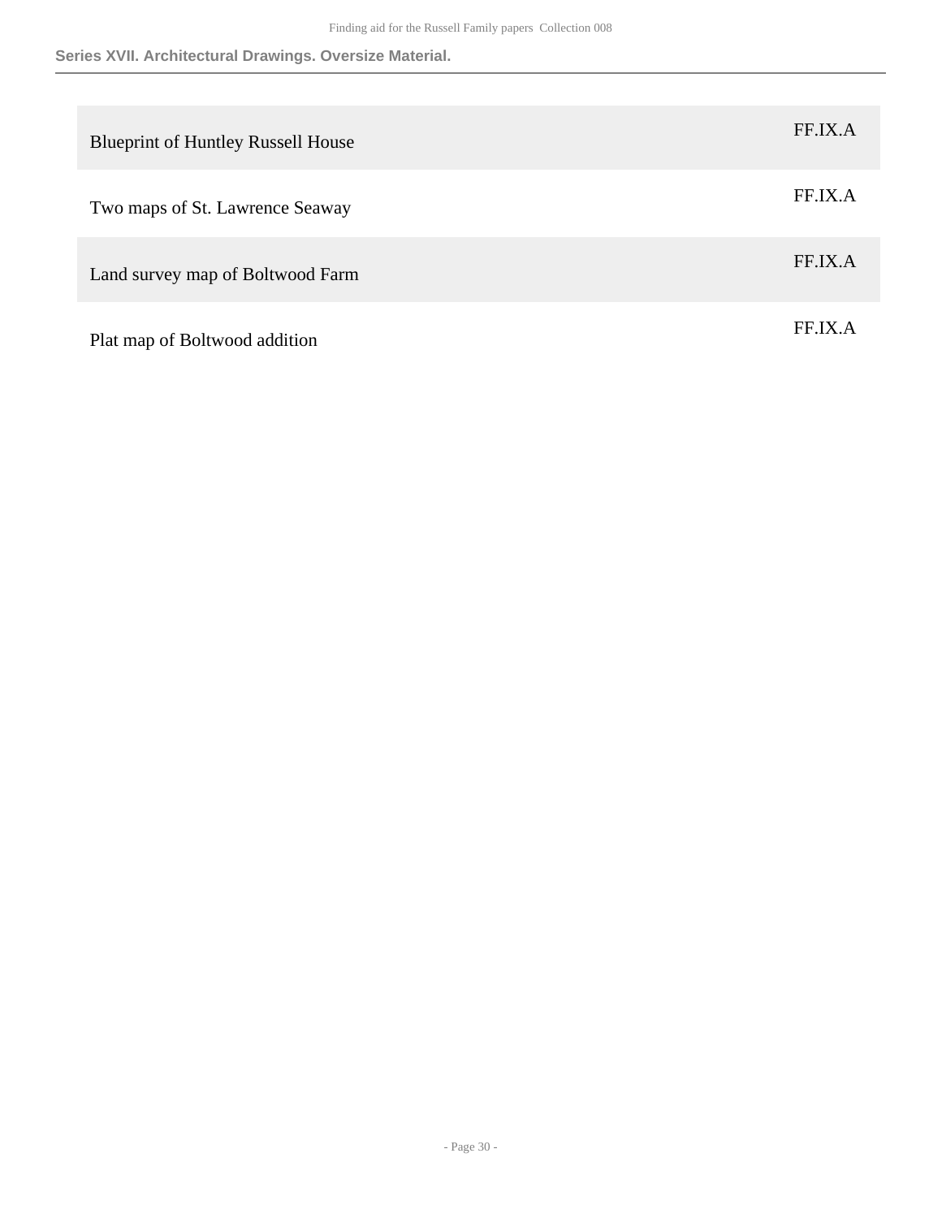| | |
|---|---|
| Blueprint of Huntley Russell House | FF.IX.A |
| Two maps of St. Lawrence Seaway | FF.IX.A |
| Land survey map of Boltwood Farm | FF.IX.A |
| Plat map of Boltwood addition | FF.IX.A |